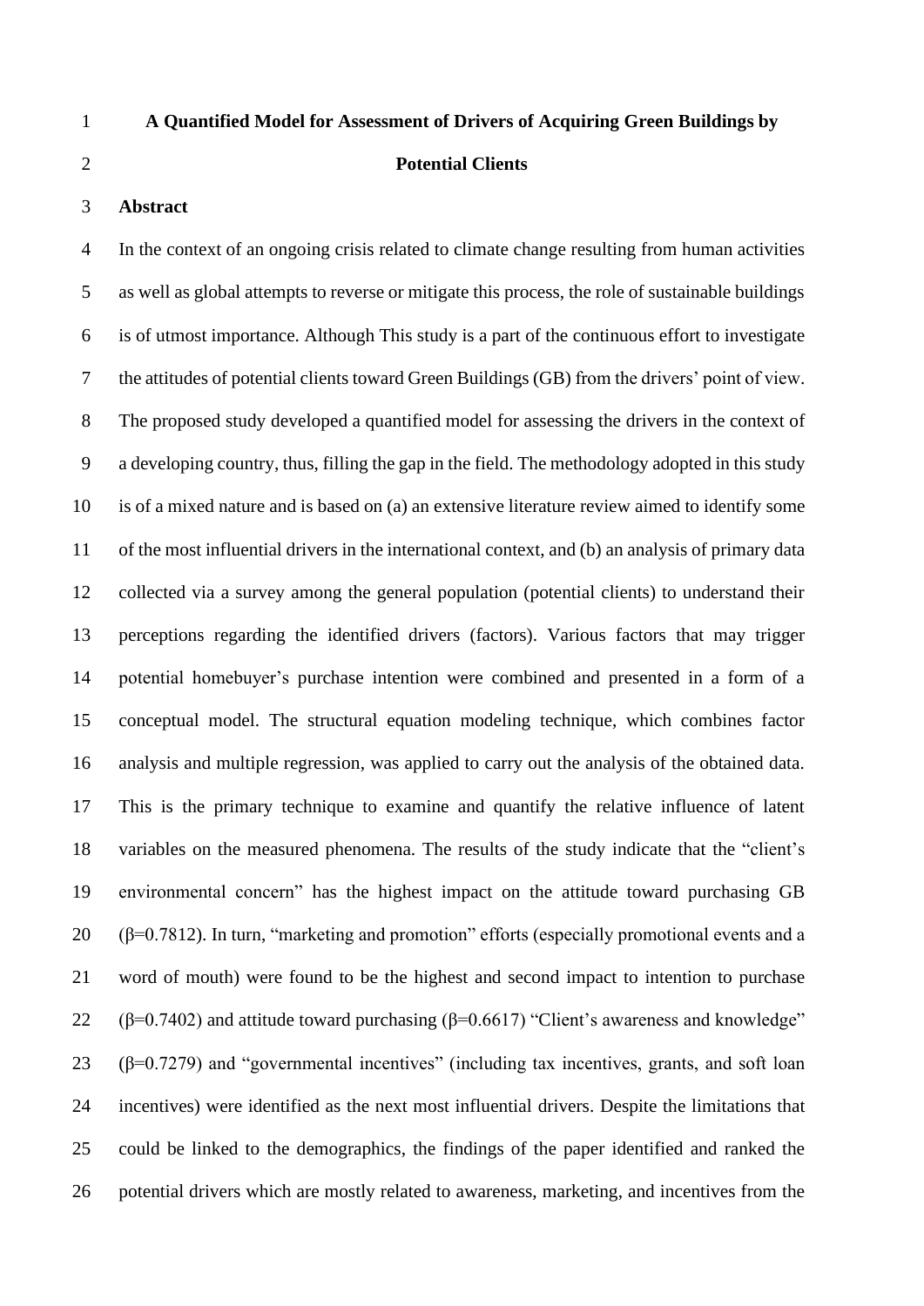# A Quantified Model for Assessment of Drivers of Acquiring Green Buildings by Potential Clients

## Abstract

In the context of an ongoing crisis related to climate change resulting from human activities as well as global attempts to reverse or mitigate this process, the role of sustainable buildings is of utmost importance. Although This study is a part of the continuous effort to investigate the attitudes of potential clients toward Green Buildings (GB) from the drivers' point of view. The proposed study developed a quantified model for assessing the drivers in the context of a developing country, thus, filling the gap in the field. The methodology adopted in this study is of a mixed nature and is based on (a) an extensive literature review aimed to identify some of the most influential drivers in the international context, and (b) an analysis of primary data collected via a survey among the general population (potential clients) to understand their perceptions regarding the identified drivers (factors). Various factors that may trigger potential homebuyer's purchase intention were combined and presented in a form of a conceptual model. The structural equation modeling technique, which combines factor analysis and multiple regression, was applied to carry out the analysis of the obtained data. This is the primary technique to examine and quantify the relative influence of latent variables on the measured phenomena. The results of the study indicate that the "client's environmental concern" has the highest impact on the attitude toward purchasing GB ($\beta$=0.7812). In turn, "marketing and promotion" efforts (especially promotional events and a word of mouth) were found to be the highest and second impact to intention to purchase ($\beta$=0.7402) and attitude toward purchasing ($\beta$=0.6617) "Client's awareness and knowledge" ($\beta$=0.7279) and "governmental incentives" (including tax incentives, grants, and soft loan incentives) were identified as the next most influential drivers. Despite the limitations that could be linked to the demographics, the findings of the paper identified and ranked the potential drivers which are mostly related to awareness, marketing, and incentives from the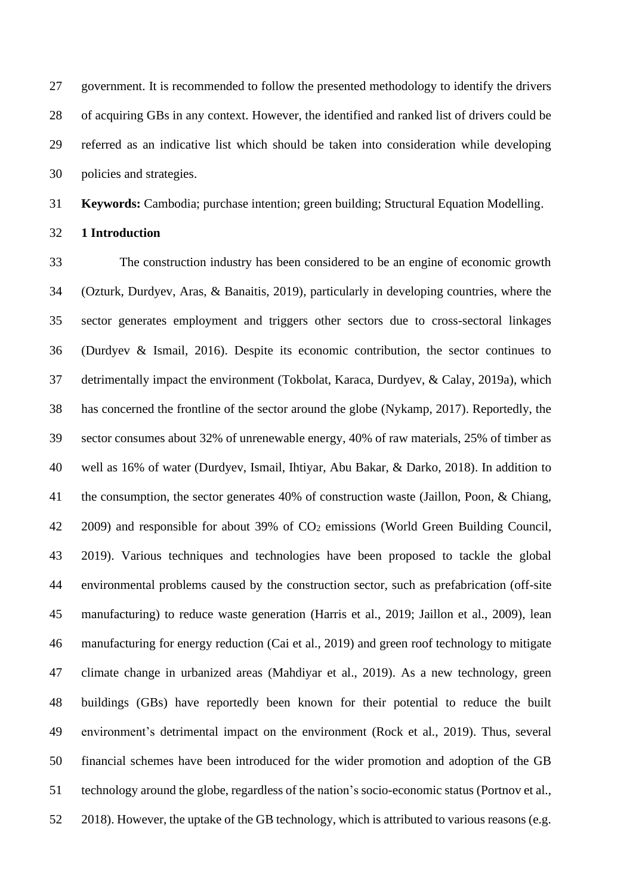government. It is recommended to follow the presented methodology to identify the drivers of acquiring GBs in any context. However, the identified and ranked list of drivers could be referred as an indicative list which should be taken into consideration while developing policies and strategies.

**Keywords:** Cambodia; purchase intention; green building; Structural Equation Modelling.

## 1 Introduction

The construction industry has been considered to be an engine of economic growth (Ozturk, Durdyev, Aras, & Banaitis, 2019), particularly in developing countries, where the sector generates employment and triggers other sectors due to cross-sectoral linkages (Durdyev & Ismail, 2016). Despite its economic contribution, the sector continues to detrimentally impact the environment (Tokbolat, Karaca, Durdyev, & Calay, 2019a), which has concerned the frontline of the sector around the globe (Nykamp, 2017). Reportedly, the sector consumes about 32% of unrenewable energy, 40% of raw materials, 25% of timber as well as 16% of water (Durdyev, Ismail, Ihtiyar, Abu Bakar, & Darko, 2018). In addition to the consumption, the sector generates 40% of construction waste (Jaillon, Poon, & Chiang, 2009) and responsible for about 39% of $CO_2$ emissions (World Green Building Council, 2019). Various techniques and technologies have been proposed to tackle the global environmental problems caused by the construction sector, such as prefabrication (off-site manufacturing) to reduce waste generation (Harris et al., 2019; Jaillon et al., 2009), lean manufacturing for energy reduction (Cai et al., 2019) and green roof technology to mitigate climate change in urbanized areas (Mahdiyar et al., 2019). As a new technology, green buildings (GBs) have reportedly been known for their potential to reduce the built environment's detrimental impact on the environment (Rock et al., 2019). Thus, several financial schemes have been introduced for the wider promotion and adoption of the GB technology around the globe, regardless of the nation's socio-economic status (Portnov et al., 2018). However, the uptake of the GB technology, which is attributed to various reasons (e.g.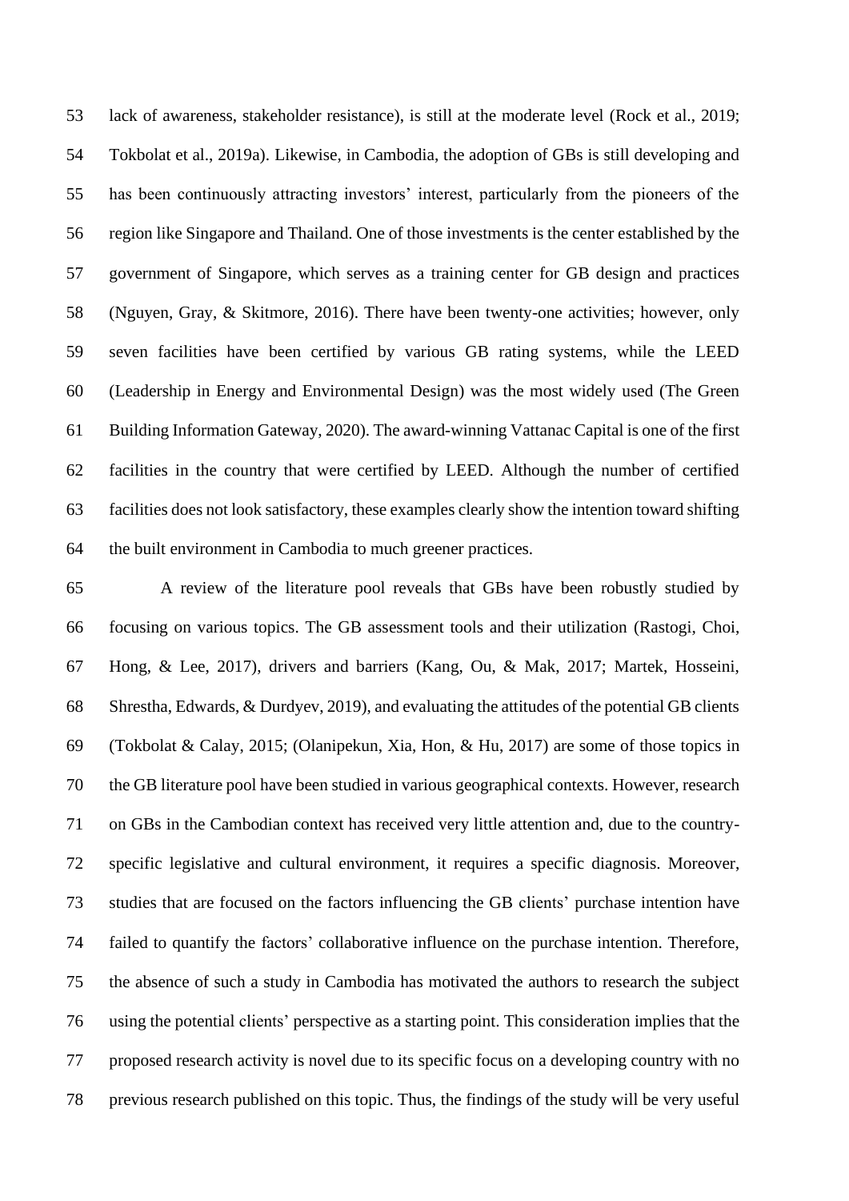lack of awareness, stakeholder resistance), is still at the moderate level (Rock et al., 2019; Tokbolat et al., 2019a). Likewise, in Cambodia, the adoption of GBs is still developing and has been continuously attracting investors' interest, particularly from the pioneers of the region like Singapore and Thailand. One of those investments is the center established by the government of Singapore, which serves as a training center for GB design and practices (Nguyen, Gray, & Skitmore, 2016). There have been twenty-one activities; however, only seven facilities have been certified by various GB rating systems, while the LEED (Leadership in Energy and Environmental Design) was the most widely used (The Green Building Information Gateway, 2020). The award-winning Vattanac Capital is one of the first facilities in the country that were certified by LEED. Although the number of certified facilities does not look satisfactory, these examples clearly show the intention toward shifting the built environment in Cambodia to much greener practices.

A review of the literature pool reveals that GBs have been robustly studied by focusing on various topics. The GB assessment tools and their utilization (Rastogi, Choi, Hong, & Lee, 2017), drivers and barriers (Kang, Ou, & Mak, 2017; Martek, Hosseini, Shrestha, Edwards, & Durdyev, 2019), and evaluating the attitudes of the potential GB clients (Tokbolat & Calay, 2015; (Olanipekun, Xia, Hon, & Hu, 2017) are some of those topics in the GB literature pool have been studied in various geographical contexts. However, research on GBs in the Cambodian context has received very little attention and, due to the country-specific legislative and cultural environment, it requires a specific diagnosis. Moreover, studies that are focused on the factors influencing the GB clients' purchase intention have failed to quantify the factors' collaborative influence on the purchase intention. Therefore, the absence of such a study in Cambodia has motivated the authors to research the subject using the potential clients' perspective as a starting point. This consideration implies that the proposed research activity is novel due to its specific focus on a developing country with no previous research published on this topic. Thus, the findings of the study will be very useful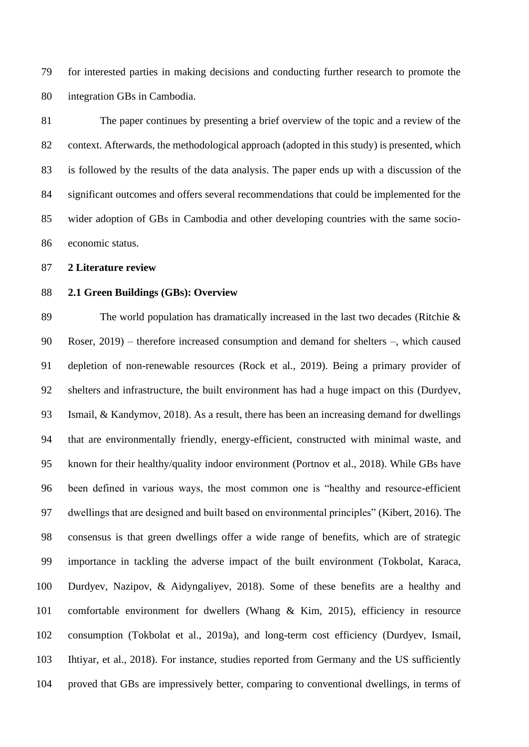for interested parties in making decisions and conducting further research to promote the integration GBs in Cambodia.

The paper continues by presenting a brief overview of the topic and a review of the context. Afterwards, the methodological approach (adopted in this study) is presented, which is followed by the results of the data analysis. The paper ends up with a discussion of the significant outcomes and offers several recommendations that could be implemented for the wider adoption of GBs in Cambodia and other developing countries with the same socio-economic status.

## 2 Literature review

### 2.1 Green Buildings (GBs): Overview

The world population has dramatically increased in the last two decades (Ritchie & Roser, 2019) – therefore increased consumption and demand for shelters –, which caused depletion of non-renewable resources (Rock et al., 2019). Being a primary provider of shelters and infrastructure, the built environment has had a huge impact on this (Durdyev, Ismail, & Kandymov, 2018). As a result, there has been an increasing demand for dwellings that are environmentally friendly, energy-efficient, constructed with minimal waste, and known for their healthy/quality indoor environment (Portnov et al., 2018). While GBs have been defined in various ways, the most common one is "healthy and resource-efficient dwellings that are designed and built based on environmental principles" (Kibert, 2016). The consensus is that green dwellings offer a wide range of benefits, which are of strategic importance in tackling the adverse impact of the built environment (Tokbolat, Karaca, Durdyev, Nazipov, & Aidyngaliyev, 2018). Some of these benefits are a healthy and comfortable environment for dwellers (Whang & Kim, 2015), efficiency in resource consumption (Tokbolat et al., 2019a), and long-term cost efficiency (Durdyev, Ismail, Ihtiyar, et al., 2018). For instance, studies reported from Germany and the US sufficiently proved that GBs are impressively better, comparing to conventional dwellings, in terms of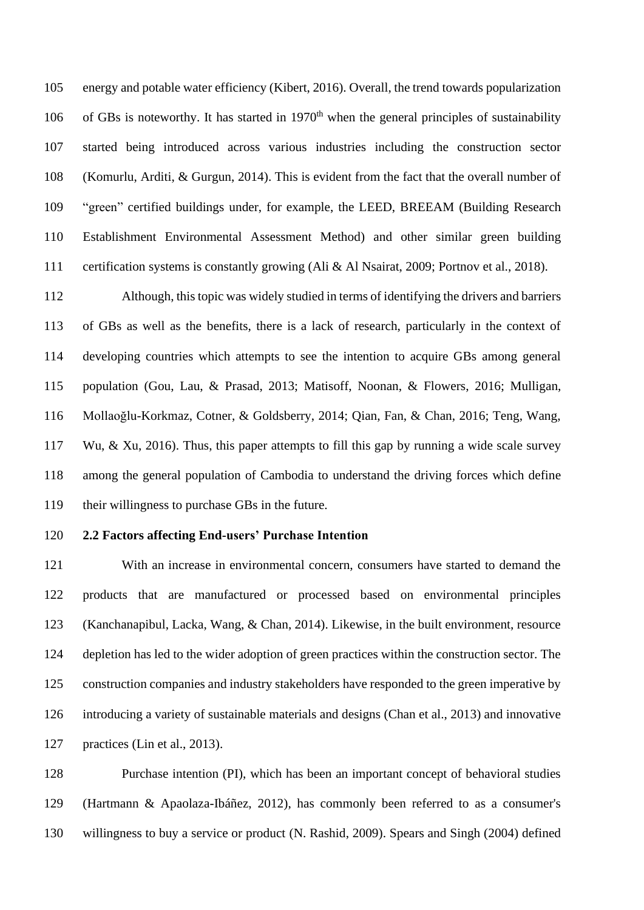energy and potable water efficiency (Kibert, 2016). Overall, the trend towards popularization of GBs is noteworthy. It has started in 1970th when the general principles of sustainability started being introduced across various industries including the construction sector (Komurlu, Arditi, & Gurgun, 2014). This is evident from the fact that the overall number of "green" certified buildings under, for example, the LEED, BREEAM (Building Research Establishment Environmental Assessment Method) and other similar green building certification systems is constantly growing (Ali & Al Nsairat, 2009; Portnov et al., 2018).

Although, this topic was widely studied in terms of identifying the drivers and barriers of GBs as well as the benefits, there is a lack of research, particularly in the context of developing countries which attempts to see the intention to acquire GBs among general population (Gou, Lau, & Prasad, 2013; Matisoff, Noonan, & Flowers, 2016; Mulligan, Mollaoğlu-Korkmaz, Cotner, & Goldsberry, 2014; Qian, Fan, & Chan, 2016; Teng, Wang, Wu, & Xu, 2016). Thus, this paper attempts to fill this gap by running a wide scale survey among the general population of Cambodia to understand the driving forces which define their willingness to purchase GBs in the future.

### 2.2 Factors affecting End-users' Purchase Intention

With an increase in environmental concern, consumers have started to demand the products that are manufactured or processed based on environmental principles (Kanchanapibul, Lacka, Wang, & Chan, 2014). Likewise, in the built environment, resource depletion has led to the wider adoption of green practices within the construction sector. The construction companies and industry stakeholders have responded to the green imperative by introducing a variety of sustainable materials and designs (Chan et al., 2013) and innovative practices (Lin et al., 2013).

Purchase intention (PI), which has been an important concept of behavioral studies (Hartmann & Apaolaza-Ibáñez, 2012), has commonly been referred to as a consumer's willingness to buy a service or product (N. Rashid, 2009). Spears and Singh (2004) defined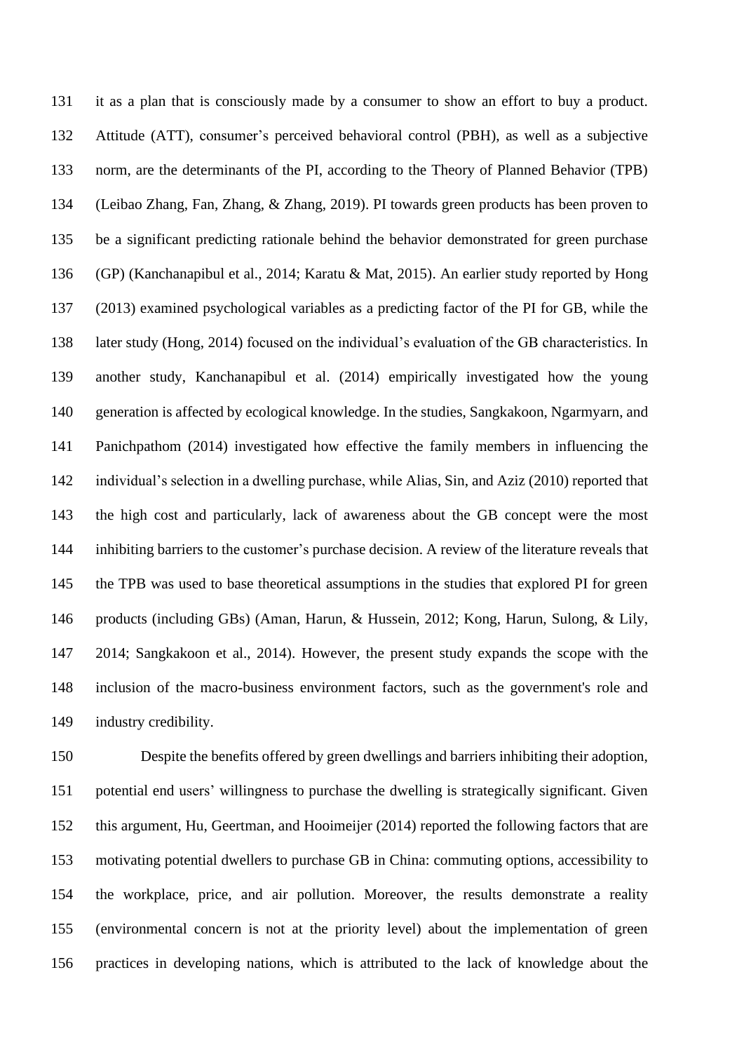it as a plan that is consciously made by a consumer to show an effort to buy a product. Attitude (ATT), consumer's perceived behavioral control (PBH), as well as a subjective norm, are the determinants of the PI, according to the Theory of Planned Behavior (TPB) (Leibao Zhang, Fan, Zhang, & Zhang, 2019). PI towards green products has been proven to be a significant predicting rationale behind the behavior demonstrated for green purchase (GP) (Kanchanapibul et al., 2014; Karatu & Mat, 2015). An earlier study reported by Hong (2013) examined psychological variables as a predicting factor of the PI for GB, while the later study (Hong, 2014) focused on the individual's evaluation of the GB characteristics. In another study, Kanchanapibul et al. (2014) empirically investigated how the young generation is affected by ecological knowledge. In the studies, Sangkakoon, Ngarmyarn, and Panichpathom (2014) investigated how effective the family members in influencing the individual's selection in a dwelling purchase, while Alias, Sin, and Aziz (2010) reported that the high cost and particularly, lack of awareness about the GB concept were the most inhibiting barriers to the customer's purchase decision. A review of the literature reveals that the TPB was used to base theoretical assumptions in the studies that explored PI for green products (including GBs) (Aman, Harun, & Hussein, 2012; Kong, Harun, Sulong, & Lily, 2014; Sangkakoon et al., 2014). However, the present study expands the scope with the inclusion of the macro-business environment factors, such as the government's role and industry credibility.

Despite the benefits offered by green dwellings and barriers inhibiting their adoption, potential end users' willingness to purchase the dwelling is strategically significant. Given this argument, Hu, Geertman, and Hooimeijer (2014) reported the following factors that are motivating potential dwellers to purchase GB in China: commuting options, accessibility to the workplace, price, and air pollution. Moreover, the results demonstrate a reality (environmental concern is not at the priority level) about the implementation of green practices in developing nations, which is attributed to the lack of knowledge about the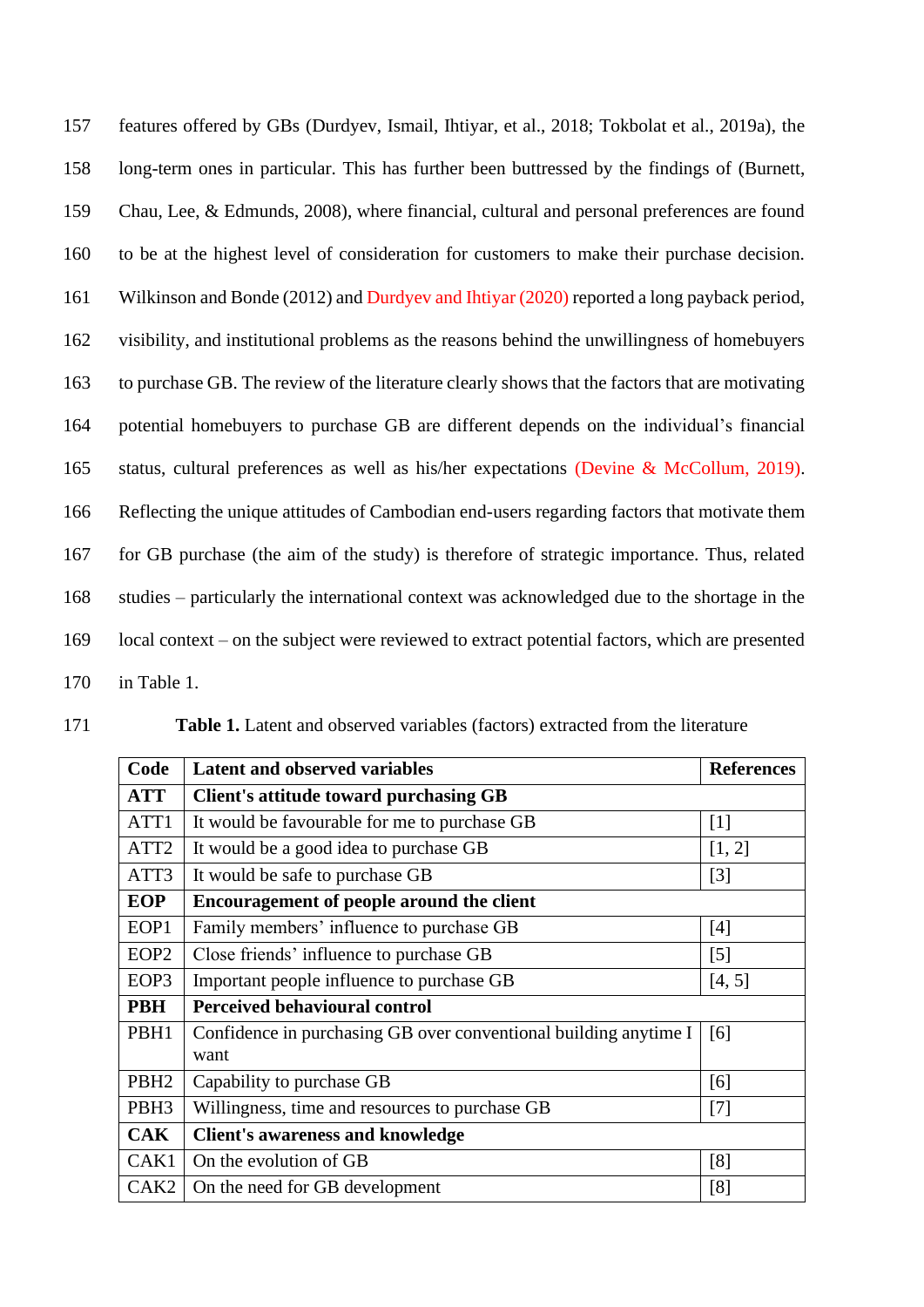features offered by GBs (Durdyev, Ismail, Ihtiyar, et al., 2018; Tokbolat et al., 2019a), the long-term ones in particular. This has further been buttressed by the findings of (Burnett, Chau, Lee, & Edmunds, 2008), where financial, cultural and personal preferences are found to be at the highest level of consideration for customers to make their purchase decision. Wilkinson and Bonde (2012) and Durdyev and Ihtiyar (2020) reported a long payback period, visibility, and institutional problems as the reasons behind the unwillingness of homebuyers to purchase GB. The review of the literature clearly shows that the factors that are motivating potential homebuyers to purchase GB are different depends on the individual's financial status, cultural preferences as well as his/her expectations (Devine & McCollum, 2019). Reflecting the unique attitudes of Cambodian end-users regarding factors that motivate them for GB purchase (the aim of the study) is therefore of strategic importance. Thus, related studies – particularly the international context was acknowledged due to the shortage in the local context – on the subject were reviewed to extract potential factors, which are presented in Table 1.

**Table 1.** Latent and observed variables (factors) extracted from the literature

| Code | Latent and observed variables | References |
|---|---|---|
| **ATT** | **Client's attitude toward purchasing GB** | |
| ATT1 | It would be favourable for me to purchase GB | [1] |
| ATT2 | It would be a good idea to purchase GB | [1, 2] |
| ATT3 | It would be safe to purchase GB | [3] |
| **EOP** | **Encouragement of people around the client** | |
| EOP1 | Family members' influence to purchase GB | [4] |
| EOP2 | Close friends' influence to purchase GB | [5] |
| EOP3 | Important people influence to purchase GB | [4, 5] |
| **PBH** | **Perceived behavioural control** | |
| PBH1 | Confidence in purchasing GB over conventional building anytime I want | [6] |
| PBH2 | Capability to purchase GB | [6] |
| PBH3 | Willingness, time and resources to purchase GB | [7] |
| **CAK** | **Client's awareness and knowledge** | |
| CAK1 | On the evolution of GB | [8] |
| CAK2 | On the need for GB development | [8] |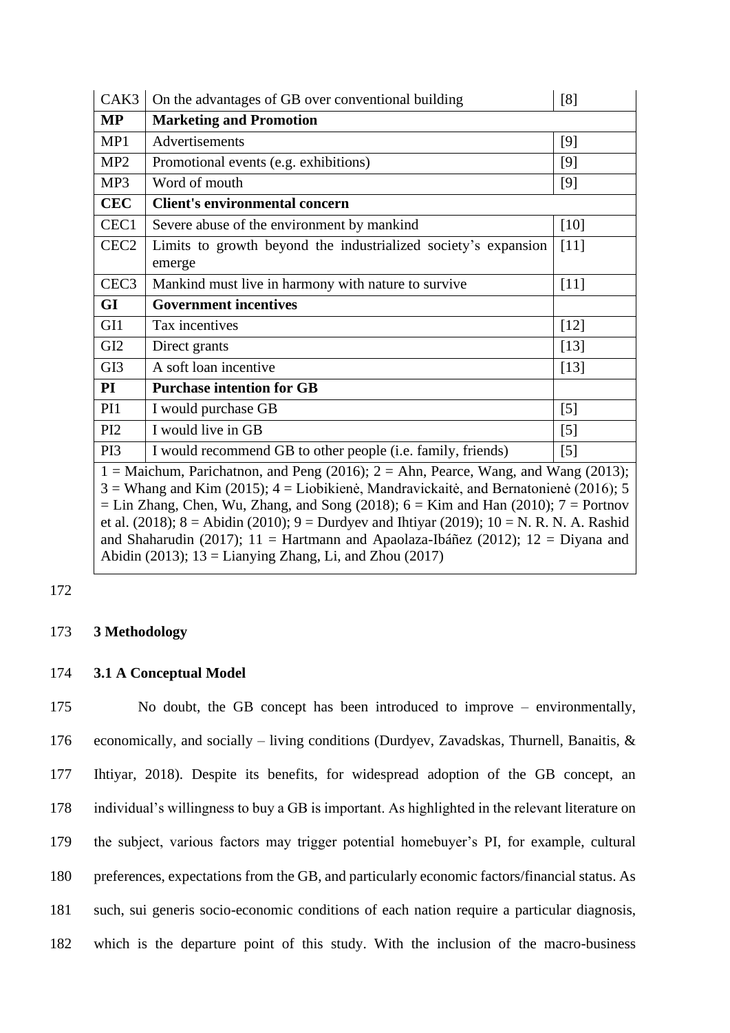| | | |
|---|---|---|
| CAK3 | On the advantages of GB over conventional building | [8] |
| **MP** | **Marketing and Promotion** | |
| MP1 | Advertisements | [9] |
| MP2 | Promotional events (e.g. exhibitions) | [9] |
| MP3 | Word of mouth | [9] |
| **CEC** | **Client's environmental concern** | |
| CEC1 | Severe abuse of the environment by mankind | [10] |
| CEC2 | Limits to growth beyond the industrialized society's expansion emerge | [11] |
| CEC3 | Mankind must live in harmony with nature to survive | [11] |
| **GI** | **Government incentives** | |
| GI1 | Tax incentives | [12] |
| GI2 | Direct grants | [13] |
| GI3 | A soft loan incentive | [13] |
| **PI** | **Purchase intention for GB** | |
| PI1 | I would purchase GB | [5] |
| PI2 | I would live in GB | [5] |
| PI3 | I would recommend GB to other people (i.e. family, friends) | [5] |

1 = Maichum, Parichatnon, and Peng (2016); 2 = Ahn, Pearce, Wang, and Wang (2013); 3 = Whang and Kim (2015); 4 = Liobikienė, Mandravickaitė, and Bernatonienė (2016); 5 = Lin Zhang, Chen, Wu, Zhang, and Song (2018); 6 = Kim and Han (2010); 7 = Portnov et al. (2018); 8 = Abidin (2010); 9 = Durdyev and Ihtiyar (2019); 10 = N. R. N. A. Rashid and Shaharudin (2017); 11 = Hartmann and Apaolaza-Ibáñez (2012); 12 = Diyana and Abidin (2013); 13 = Lianying Zhang, Li, and Zhou (2017)

## 3 Methodology

### 3.1 A Conceptual Model

No doubt, the GB concept has been introduced to improve – environmentally, economically, and socially – living conditions (Durdyev, Zavadskas, Thurnell, Banaitis, & Ihtiyar, 2018). Despite its benefits, for widespread adoption of the GB concept, an individual's willingness to buy a GB is important. As highlighted in the relevant literature on the subject, various factors may trigger potential homebuyer's PI, for example, cultural preferences, expectations from the GB, and particularly economic factors/financial status. As such, sui generis socio-economic conditions of each nation require a particular diagnosis, which is the departure point of this study. With the inclusion of the macro-business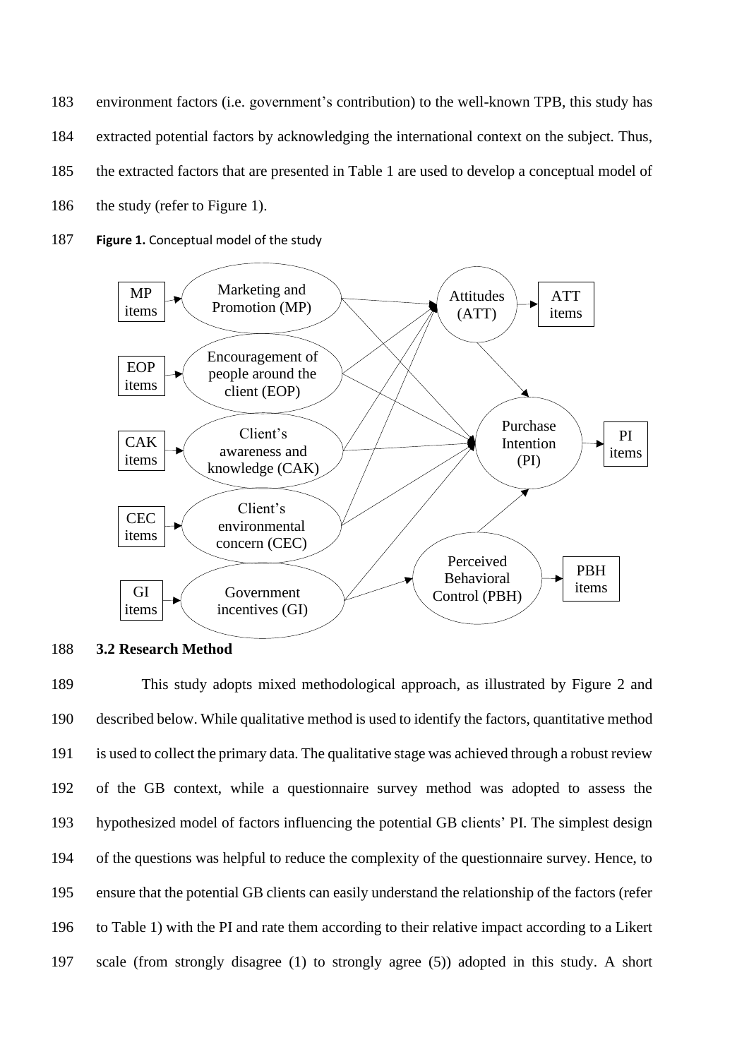environment factors (i.e. government's contribution) to the well-known TPB, this study has extracted potential factors by acknowledging the international context on the subject. Thus, the extracted factors that are presented in Table 1 are used to develop a conceptual model of the study (refer to Figure 1).

**Figure 1.** Conceptual model of the study

### 3.2 Research Method

This study adopts mixed methodological approach, as illustrated by Figure 2 and described below. While qualitative method is used to identify the factors, quantitative method is used to collect the primary data. The qualitative stage was achieved through a robust review of the GB context, while a questionnaire survey method was adopted to assess the hypothesized model of factors influencing the potential GB clients' PI. The simplest design of the questions was helpful to reduce the complexity of the questionnaire survey. Hence, to ensure that the potential GB clients can easily understand the relationship of the factors (refer to Table 1) with the PI and rate them according to their relative impact according to a Likert scale (from strongly disagree (1) to strongly agree (5)) adopted in this study. A short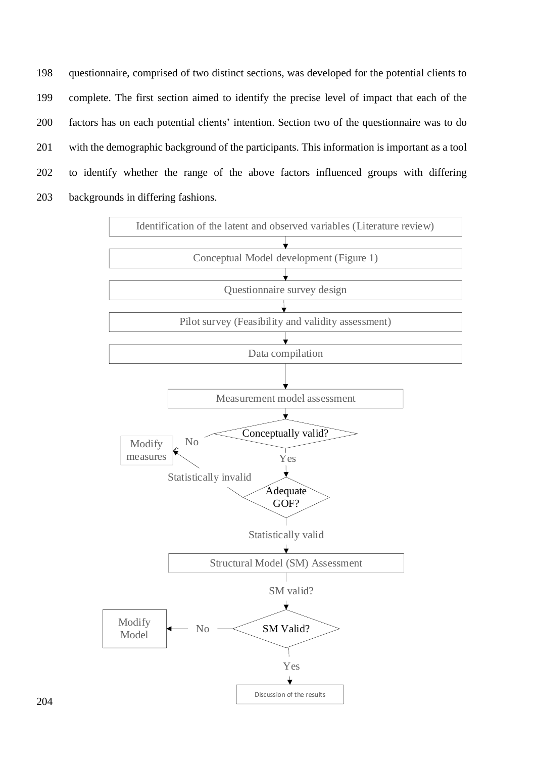questionnaire, comprised of two distinct sections, was developed for the potential clients to complete. The first section aimed to identify the precise level of impact that each of the factors has on each potential clients' intention. Section two of the questionnaire was to do with the demographic background of the participants. This information is important as a tool to identify whether the range of the above factors influenced groups with differing backgrounds in differing fashions.

Identification of the latent and observed variables (Literature review)

Conceptual Model development (Figure 1)

Questionnaire survey design

Pilot survey (Feasibility and validity assessment)

Data compilation

Measurement model assessment

Conceptually valid?

No

Modify measures

Yes

Statistically invalid

Adequate GOF?

Statistically valid

Structural Model (SM) Assessment

SM valid?

Modify Model

No

SM Valid?

Yes

Discussion of the results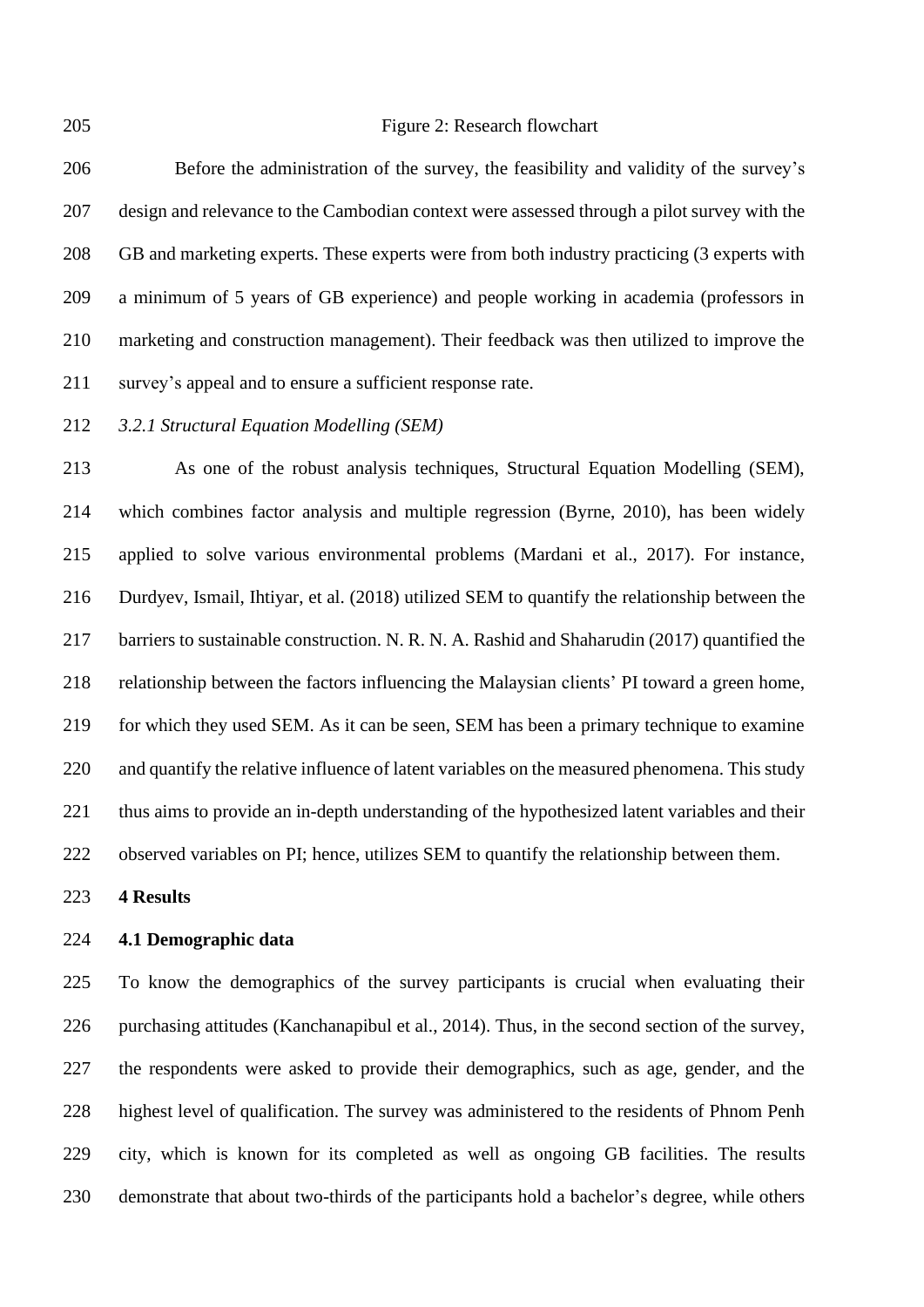Figure 2: Research flowchart

Before the administration of the survey, the feasibility and validity of the survey's design and relevance to the Cambodian context were assessed through a pilot survey with the GB and marketing experts. These experts were from both industry practicing (3 experts with a minimum of 5 years of GB experience) and people working in academia (professors in marketing and construction management). Their feedback was then utilized to improve the survey's appeal and to ensure a sufficient response rate.

*3.2.1 Structural Equation Modelling (SEM)*

As one of the robust analysis techniques, Structural Equation Modelling (SEM), which combines factor analysis and multiple regression (Byrne, 2010), has been widely applied to solve various environmental problems (Mardani et al., 2017). For instance, Durdyev, Ismail, Ihtiyar, et al. (2018) utilized SEM to quantify the relationship between the barriers to sustainable construction. N. R. N. A. Rashid and Shaharudin (2017) quantified the relationship between the factors influencing the Malaysian clients' PI toward a green home, for which they used SEM. As it can be seen, SEM has been a primary technique to examine and quantify the relative influence of latent variables on the measured phenomena. This study thus aims to provide an in-depth understanding of the hypothesized latent variables and their observed variables on PI; hence, utilizes SEM to quantify the relationship between them.

# 4 Results

## 4.1 Demographic data

To know the demographics of the survey participants is crucial when evaluating their purchasing attitudes (Kanchanapibul et al., 2014). Thus, in the second section of the survey, the respondents were asked to provide their demographics, such as age, gender, and the highest level of qualification. The survey was administered to the residents of Phnom Penh city, which is known for its completed as well as ongoing GB facilities. The results demonstrate that about two-thirds of the participants hold a bachelor's degree, while others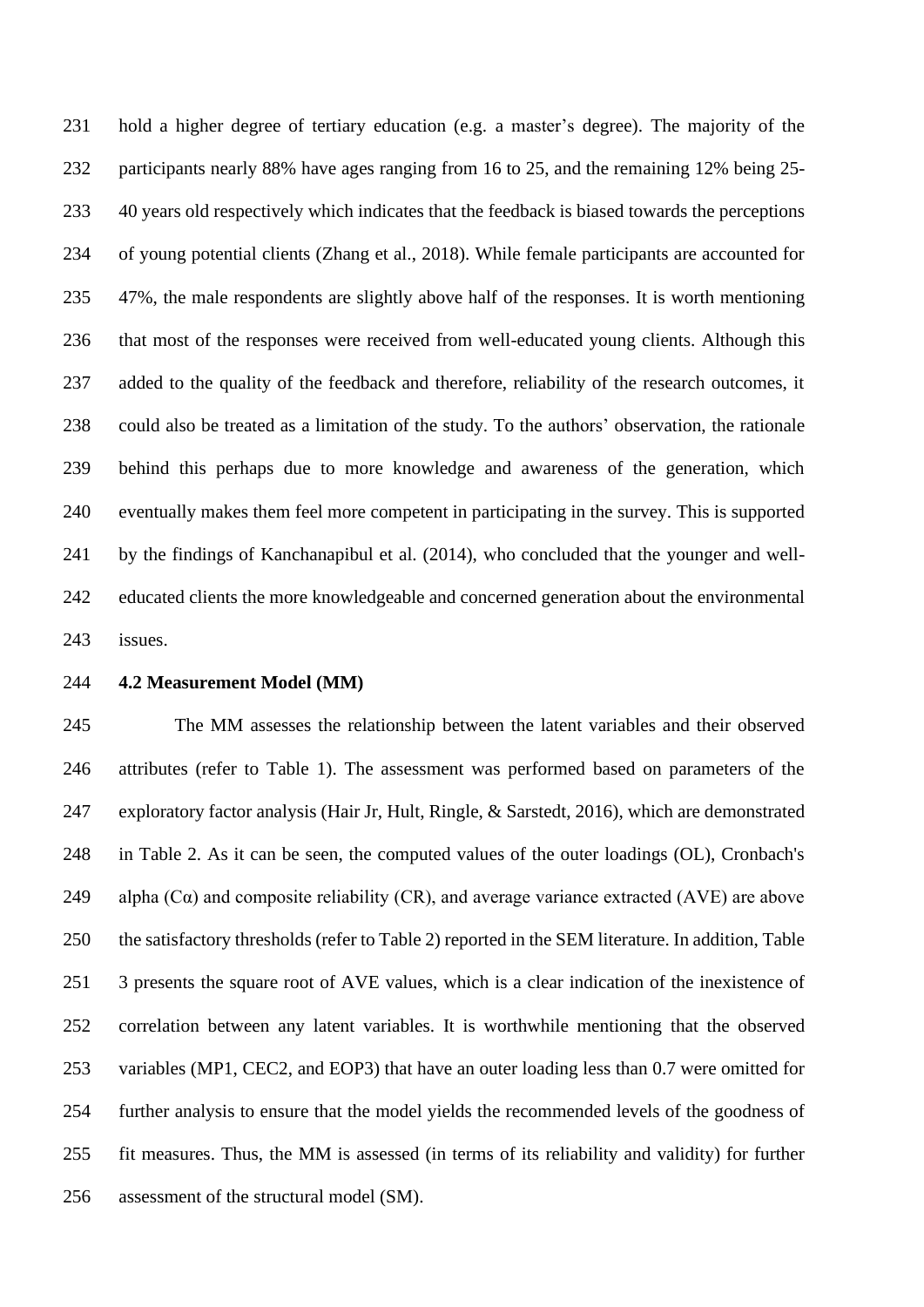hold a higher degree of tertiary education (e.g. a master's degree). The majority of the participants nearly 88% have ages ranging from 16 to 25, and the remaining 12% being 25-40 years old respectively which indicates that the feedback is biased towards the perceptions of young potential clients (Zhang et al., 2018). While female participants are accounted for 47%, the male respondents are slightly above half of the responses. It is worth mentioning that most of the responses were received from well-educated young clients. Although this added to the quality of the feedback and therefore, reliability of the research outcomes, it could also be treated as a limitation of the study. To the authors' observation, the rationale behind this perhaps due to more knowledge and awareness of the generation, which eventually makes them feel more competent in participating in the survey. This is supported by the findings of Kanchanapibul et al. (2014), who concluded that the younger and well-educated clients the more knowledgeable and concerned generation about the environmental issues.

### 4.2 Measurement Model (MM)

The MM assesses the relationship between the latent variables and their observed attributes (refer to Table 1). The assessment was performed based on parameters of the exploratory factor analysis (Hair Jr, Hult, Ringle, & Sarstedt, 2016), which are demonstrated in Table 2. As it can be seen, the computed values of the outer loadings (OL), Cronbach's alpha (Cα) and composite reliability (CR), and average variance extracted (AVE) are above the satisfactory thresholds (refer to Table 2) reported in the SEM literature. In addition, Table 3 presents the square root of AVE values, which is a clear indication of the inexistence of correlation between any latent variables. It is worthwhile mentioning that the observed variables (MP1, CEC2, and EOP3) that have an outer loading less than 0.7 were omitted for further analysis to ensure that the model yields the recommended levels of the goodness of fit measures. Thus, the MM is assessed (in terms of its reliability and validity) for further assessment of the structural model (SM).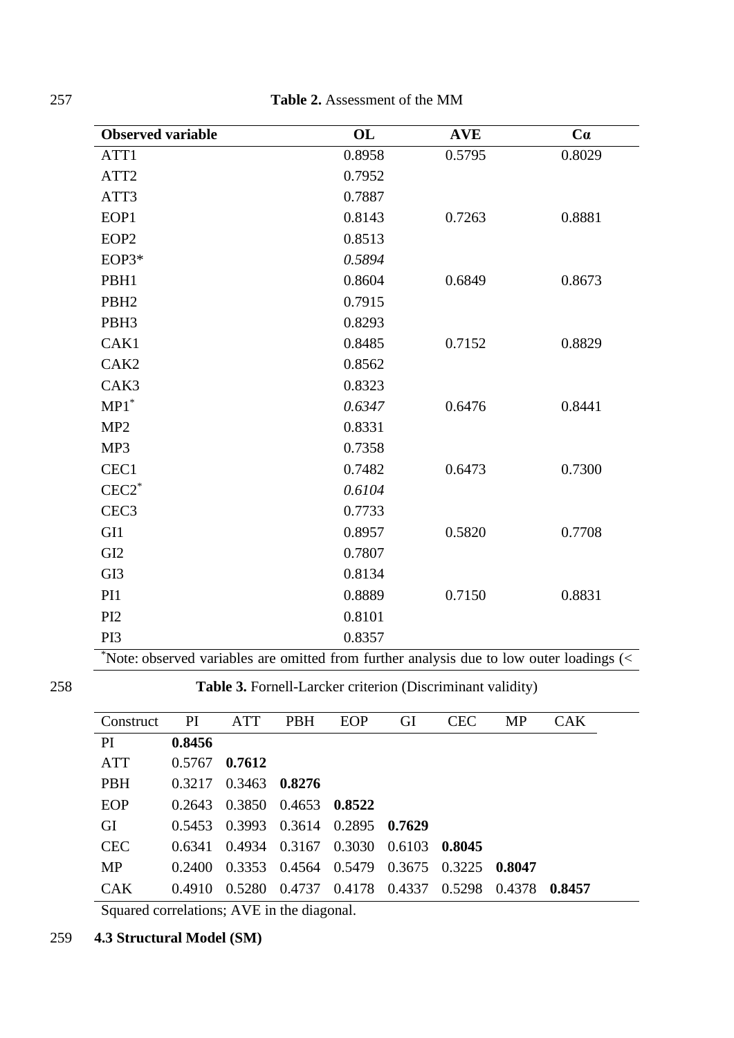**Table 2.** Assessment of the MM

| Observed variable | OL | AVE | Cα |
|---|---|---|---|
| ATT1 | 0.8958 | 0.5795 | 0.8029 |
| ATT2 | 0.7952 | | |
| ATT3 | 0.7887 | | |
| EOP1 | 0.8143 | 0.7263 | 0.8881 |
| EOP2 | 0.8513 | | |
| EOP3* | *0.5894* | | |
| PBH1 | 0.8604 | 0.6849 | 0.8673 |
| PBH2 | 0.7915 | | |
| PBH3 | 0.8293 | | |
| CAK1 | 0.8485 | 0.7152 | 0.8829 |
| CAK2 | 0.8562 | | |
| CAK3 | 0.8323 | | |
| MP1* | *0.6347* | 0.6476 | 0.8441 |
| MP2 | 0.8331 | | |
| MP3 | 0.7358 | | |
| CEC1 | 0.7482 | 0.6473 | 0.7300 |
| CEC2* | *0.6104* | | |
| CEC3 | 0.7733 | | |
| GI1 | 0.8957 | 0.5820 | 0.7708 |
| GI2 | 0.7807 | | |
| GI3 | 0.8134 | | |
| PI1 | 0.8889 | 0.7150 | 0.8831 |
| PI2 | 0.8101 | | |
| PI3 | 0.8357 | | |

*Note: observed variables are omitted from further analysis due to low outer loadings (<

**Table 3.** Fornell-Larcker criterion (Discriminant validity)

| Construct | PI | ATT | PBH | EOP | GI | CEC | MP | CAK |
|---|---|---|---|---|---|---|---|---|
| PI | **0.8456** | | | | | | | |
| ATT | 0.5767 | **0.7612** | | | | | | |
| PBH | 0.3217 | 0.3463 | **0.8276** | | | | | |
| EOP | 0.2643 | 0.3850 | 0.4653 | **0.8522** | | | | |
| GI | 0.5453 | 0.3993 | 0.3614 | 0.2895 | **0.7629** | | | |
| CEC | 0.6341 | 0.4934 | 0.3167 | 0.3030 | 0.6103 | **0.8045** | | |
| MP | 0.2400 | 0.3353 | 0.4564 | 0.5479 | 0.3675 | 0.3225 | **0.8047** | |
| CAK | 0.4910 | 0.5280 | 0.4737 | 0.4178 | 0.4337 | 0.5298 | 0.4378 | **0.8457** |

Squared correlations; AVE in the diagonal.

### 4.3 Structural Model (SM)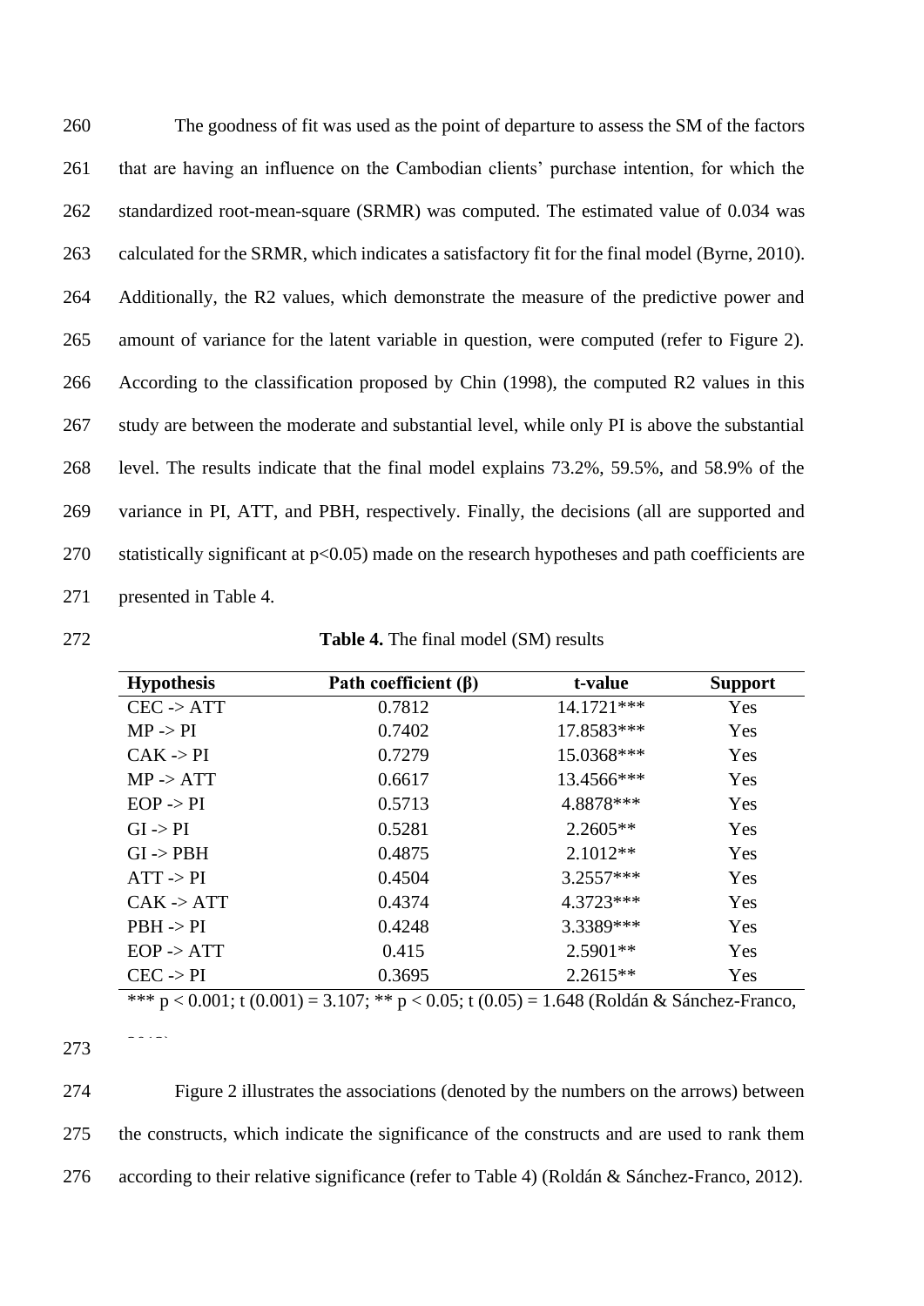The goodness of fit was used as the point of departure to assess the SM of the factors that are having an influence on the Cambodian clients' purchase intention, for which the standardized root-mean-square (SRMR) was computed. The estimated value of 0.034 was calculated for the SRMR, which indicates a satisfactory fit for the final model (Byrne, 2010). Additionally, the R2 values, which demonstrate the measure of the predictive power and amount of variance for the latent variable in question, were computed (refer to Figure 2). According to the classification proposed by Chin (1998), the computed R2 values in this study are between the moderate and substantial level, while only PI is above the substantial level. The results indicate that the final model explains 73.2%, 59.5%, and 58.9% of the variance in PI, ATT, and PBH, respectively. Finally, the decisions (all are supported and statistically significant at $p<0.05$) made on the research hypotheses and path coefficients are presented in Table 4.

**Table 4.** The final model (SM) results

| Hypothesis | Path coefficient (β) | t-value | Support |
|---|---|---|---|
| CEC -> ATT | 0.7812 | 14.1721*** | Yes |
| MP -> PI | 0.7402 | 17.8583*** | Yes |
| CAK -> PI | 0.7279 | 15.0368*** | Yes |
| MP -> ATT | 0.6617 | 13.4566*** | Yes |
| EOP -> PI | 0.5713 | 4.8878*** | Yes |
| GI -> PI | 0.5281 | 2.2605** | Yes |
| GI -> PBH | 0.4875 | 2.1012** | Yes |
| ATT -> PI | 0.4504 | 3.2557*** | Yes |
| CAK -> ATT | 0.4374 | 4.3723*** | Yes |
| PBH -> PI | 0.4248 | 3.3389*** | Yes |
| EOP -> ATT | 0.415 | 2.5901** | Yes |
| CEC -> PI | 0.3695 | 2.2615** | Yes |

*** $p < 0.001$; t (0.001) = 3.107; ** $p < 0.05$; t (0.05) = 1.648 (Roldán & Sánchez-Franco, 2012)

Figure 2 illustrates the associations (denoted by the numbers on the arrows) between the constructs, which indicate the significance of the constructs and are used to rank them according to their relative significance (refer to Table 4) (Roldán & Sánchez-Franco, 2012).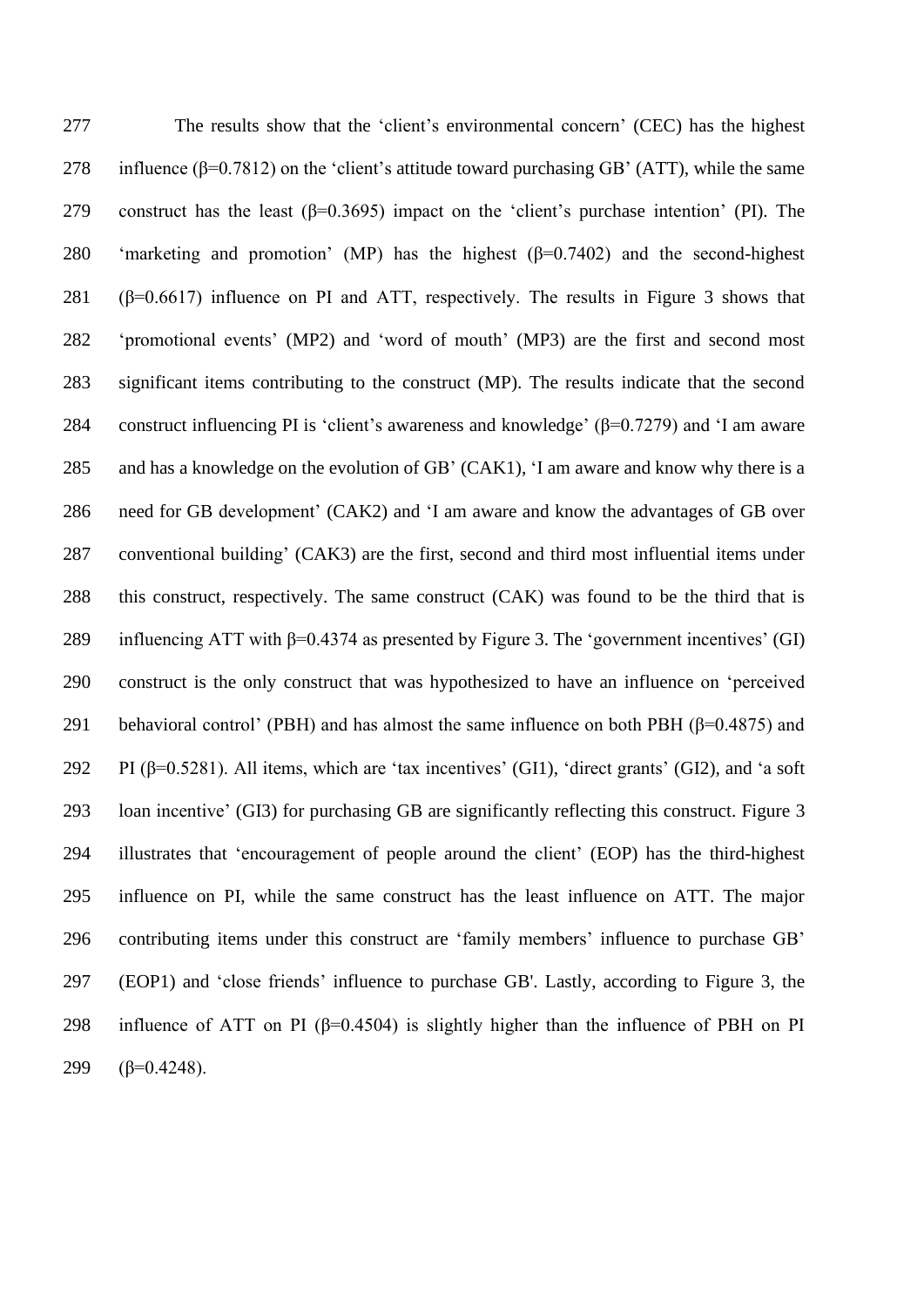The results show that the 'client's environmental concern' (CEC) has the highest influence (β=0.7812) on the 'client's attitude toward purchasing GB' (ATT), while the same construct has the least (β=0.3695) impact on the 'client's purchase intention' (PI). The 'marketing and promotion' (MP) has the highest (β=0.7402) and the second-highest (β=0.6617) influence on PI and ATT, respectively. The results in Figure 3 shows that 'promotional events' (MP2) and 'word of mouth' (MP3) are the first and second most significant items contributing to the construct (MP). The results indicate that the second construct influencing PI is 'client's awareness and knowledge' (β=0.7279) and 'I am aware and has a knowledge on the evolution of GB' (CAK1), 'I am aware and know why there is a need for GB development' (CAK2) and 'I am aware and know the advantages of GB over conventional building' (CAK3) are the first, second and third most influential items under this construct, respectively. The same construct (CAK) was found to be the third that is influencing ATT with β=0.4374 as presented by Figure 3. The 'government incentives' (GI) construct is the only construct that was hypothesized to have an influence on 'perceived behavioral control' (PBH) and has almost the same influence on both PBH (β=0.4875) and PI (β=0.5281). All items, which are 'tax incentives' (GI1), 'direct grants' (GI2), and 'a soft loan incentive' (GI3) for purchasing GB are significantly reflecting this construct. Figure 3 illustrates that 'encouragement of people around the client' (EOP) has the third-highest influence on PI, while the same construct has the least influence on ATT. The major contributing items under this construct are 'family members' influence to purchase GB' (EOP1) and 'close friends' influence to purchase GB'. Lastly, according to Figure 3, the influence of ATT on PI (β=0.4504) is slightly higher than the influence of PBH on PI (β=0.4248).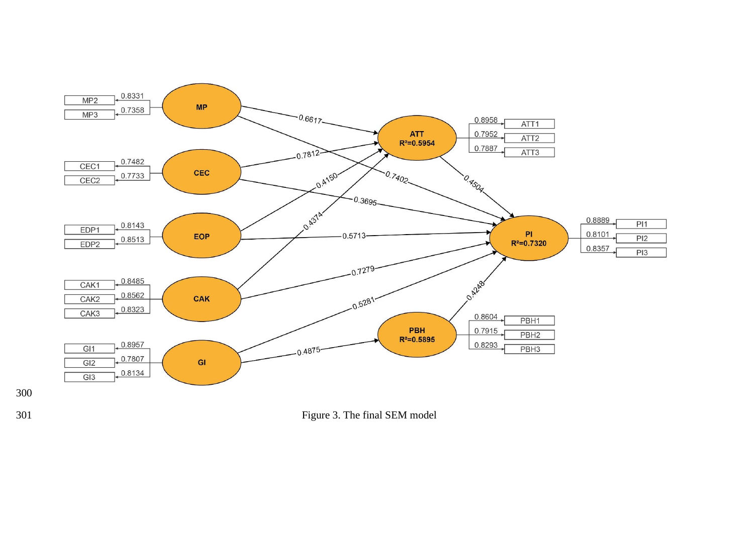Figure 3. The final SEM model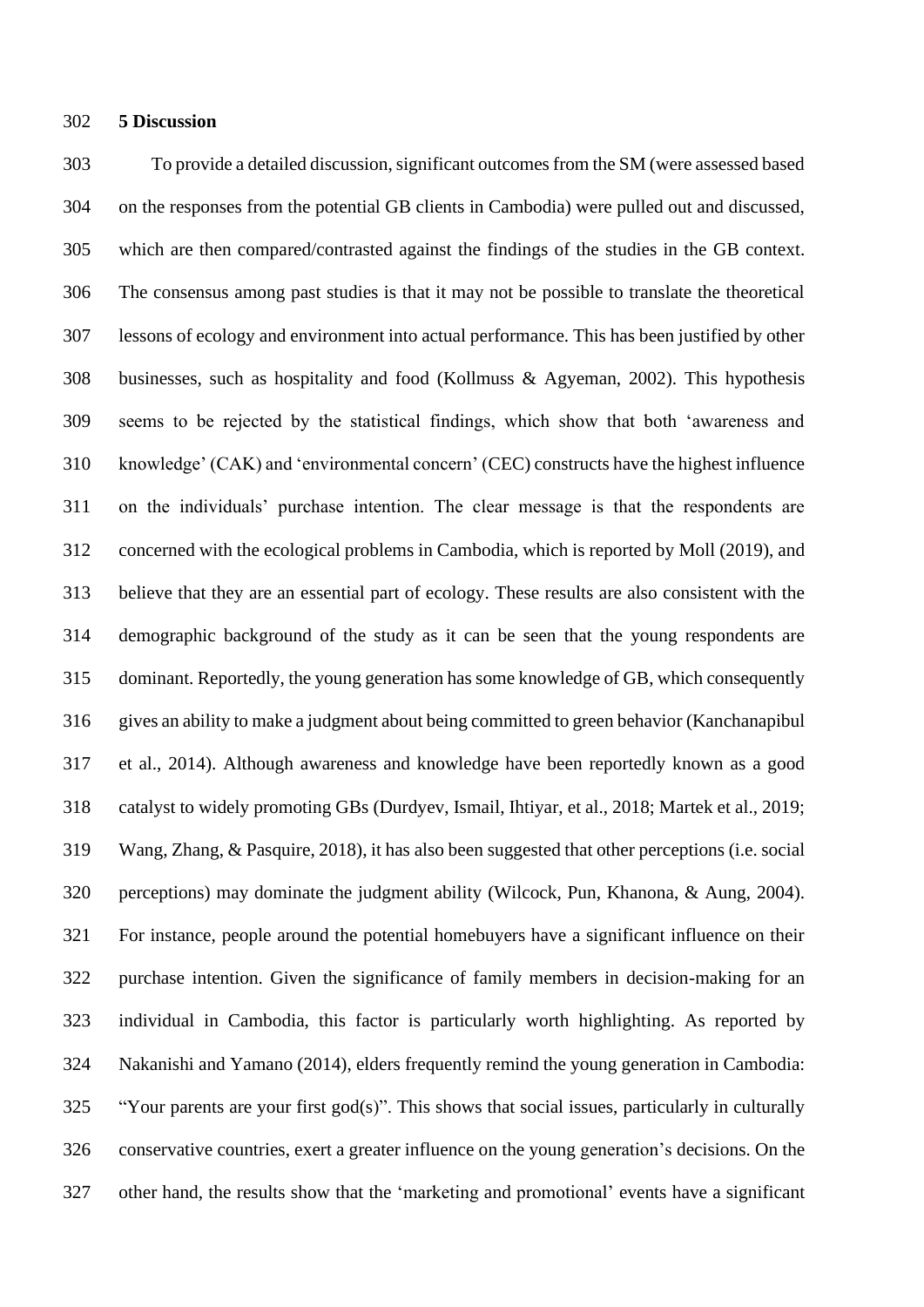## 5 Discussion

To provide a detailed discussion, significant outcomes from the SM (were assessed based on the responses from the potential GB clients in Cambodia) were pulled out and discussed, which are then compared/contrasted against the findings of the studies in the GB context. The consensus among past studies is that it may not be possible to translate the theoretical lessons of ecology and environment into actual performance. This has been justified by other businesses, such as hospitality and food (Kollmuss & Agyeman, 2002). This hypothesis seems to be rejected by the statistical findings, which show that both 'awareness and knowledge' (CAK) and 'environmental concern' (CEC) constructs have the highest influence on the individuals' purchase intention. The clear message is that the respondents are concerned with the ecological problems in Cambodia, which is reported by Moll (2019), and believe that they are an essential part of ecology. These results are also consistent with the demographic background of the study as it can be seen that the young respondents are dominant. Reportedly, the young generation has some knowledge of GB, which consequently gives an ability to make a judgment about being committed to green behavior (Kanchanapibul et al., 2014). Although awareness and knowledge have been reportedly known as a good catalyst to widely promoting GBs (Durdyev, Ismail, Ihtiyar, et al., 2018; Martek et al., 2019; Wang, Zhang, & Pasquire, 2018), it has also been suggested that other perceptions (i.e. social perceptions) may dominate the judgment ability (Wilcock, Pun, Khanona, & Aung, 2004). For instance, people around the potential homebuyers have a significant influence on their purchase intention. Given the significance of family members in decision-making for an individual in Cambodia, this factor is particularly worth highlighting. As reported by Nakanishi and Yamano (2014), elders frequently remind the young generation in Cambodia: "Your parents are your first god(s)". This shows that social issues, particularly in culturally conservative countries, exert a greater influence on the young generation's decisions. On the other hand, the results show that the 'marketing and promotional' events have a significant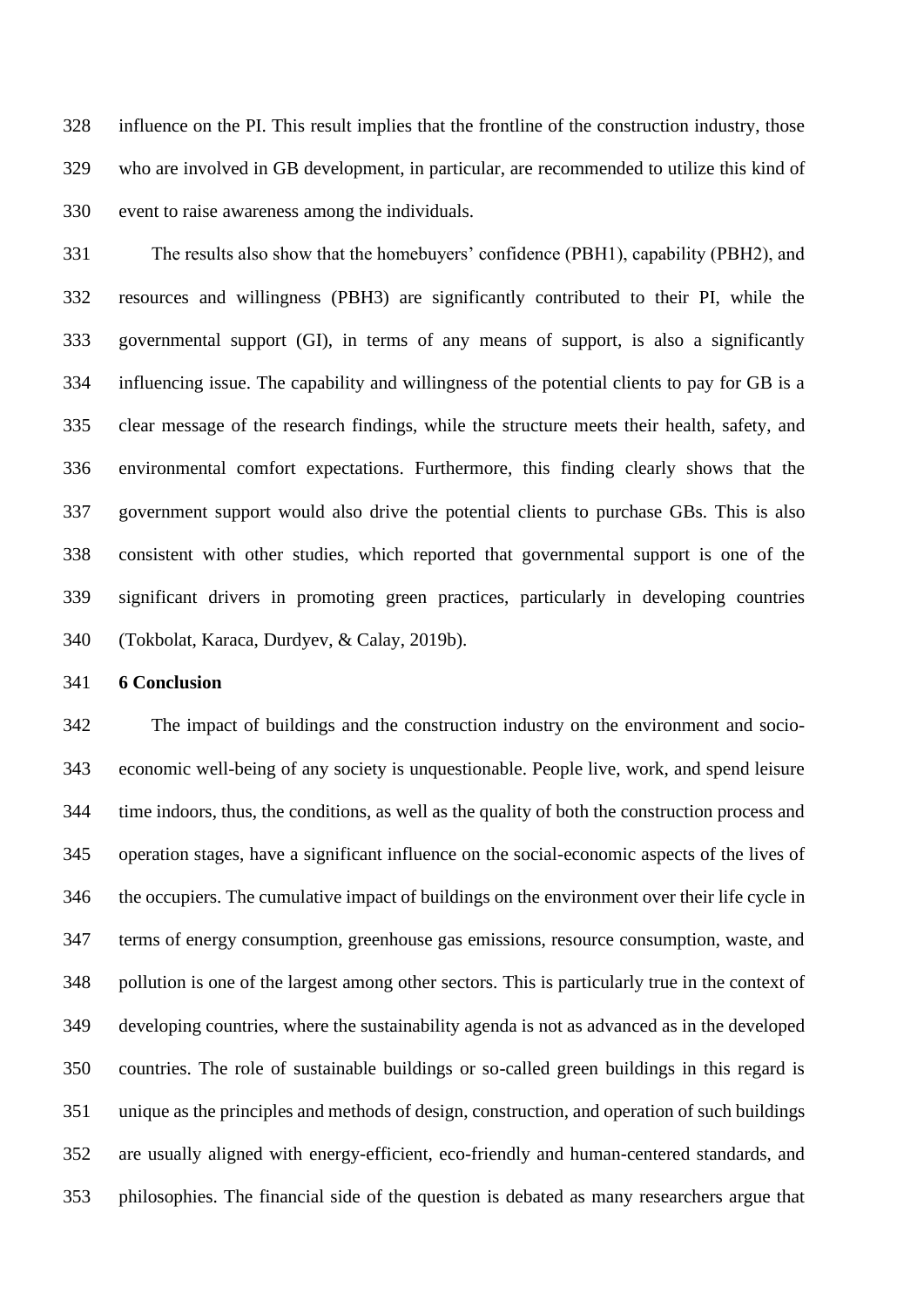influence on the PI. This result implies that the frontline of the construction industry, those who are involved in GB development, in particular, are recommended to utilize this kind of event to raise awareness among the individuals.

The results also show that the homebuyers' confidence (PBH1), capability (PBH2), and resources and willingness (PBH3) are significantly contributed to their PI, while the governmental support (GI), in terms of any means of support, is also a significantly influencing issue. The capability and willingness of the potential clients to pay for GB is a clear message of the research findings, while the structure meets their health, safety, and environmental comfort expectations. Furthermore, this finding clearly shows that the government support would also drive the potential clients to purchase GBs. This is also consistent with other studies, which reported that governmental support is one of the significant drivers in promoting green practices, particularly in developing countries (Tokbolat, Karaca, Durdyev, & Calay, 2019b).

## 6 Conclusion

The impact of buildings and the construction industry on the environment and socio-economic well-being of any society is unquestionable. People live, work, and spend leisure time indoors, thus, the conditions, as well as the quality of both the construction process and operation stages, have a significant influence on the social-economic aspects of the lives of the occupiers. The cumulative impact of buildings on the environment over their life cycle in terms of energy consumption, greenhouse gas emissions, resource consumption, waste, and pollution is one of the largest among other sectors. This is particularly true in the context of developing countries, where the sustainability agenda is not as advanced as in the developed countries. The role of sustainable buildings or so-called green buildings in this regard is unique as the principles and methods of design, construction, and operation of such buildings are usually aligned with energy-efficient, eco-friendly and human-centered standards, and philosophies. The financial side of the question is debated as many researchers argue that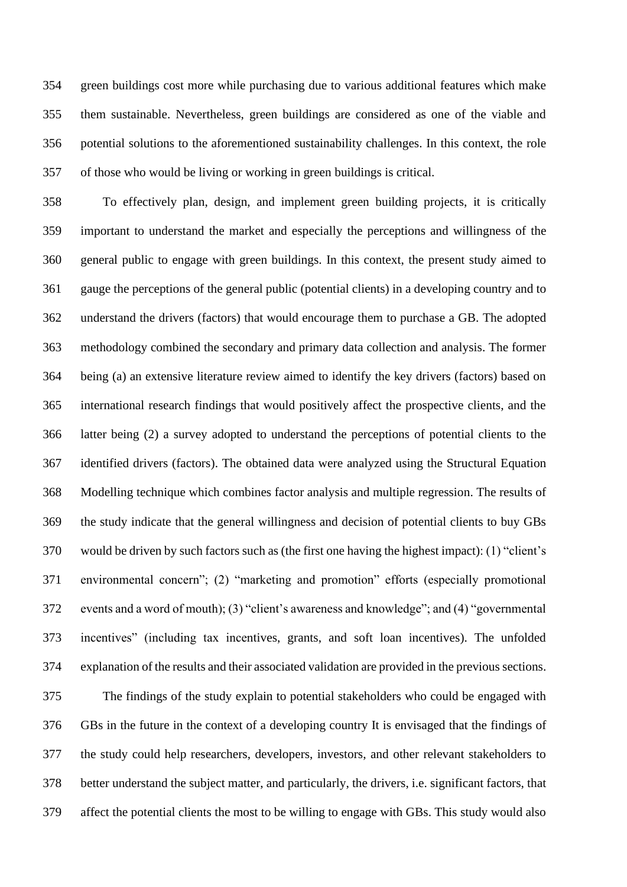green buildings cost more while purchasing due to various additional features which make them sustainable. Nevertheless, green buildings are considered as one of the viable and potential solutions to the aforementioned sustainability challenges. In this context, the role of those who would be living or working in green buildings is critical.

To effectively plan, design, and implement green building projects, it is critically important to understand the market and especially the perceptions and willingness of the general public to engage with green buildings. In this context, the present study aimed to gauge the perceptions of the general public (potential clients) in a developing country and to understand the drivers (factors) that would encourage them to purchase a GB. The adopted methodology combined the secondary and primary data collection and analysis. The former being (a) an extensive literature review aimed to identify the key drivers (factors) based on international research findings that would positively affect the prospective clients, and the latter being (2) a survey adopted to understand the perceptions of potential clients to the identified drivers (factors). The obtained data were analyzed using the Structural Equation Modelling technique which combines factor analysis and multiple regression. The results of the study indicate that the general willingness and decision of potential clients to buy GBs would be driven by such factors such as (the first one having the highest impact): (1) "client's environmental concern"; (2) "marketing and promotion" efforts (especially promotional events and a word of mouth); (3) "client's awareness and knowledge"; and (4) "governmental incentives" (including tax incentives, grants, and soft loan incentives). The unfolded explanation of the results and their associated validation are provided in the previous sections.

The findings of the study explain to potential stakeholders who could be engaged with GBs in the future in the context of a developing country It is envisaged that the findings of the study could help researchers, developers, investors, and other relevant stakeholders to better understand the subject matter, and particularly, the drivers, i.e. significant factors, that affect the potential clients the most to be willing to engage with GBs. This study would also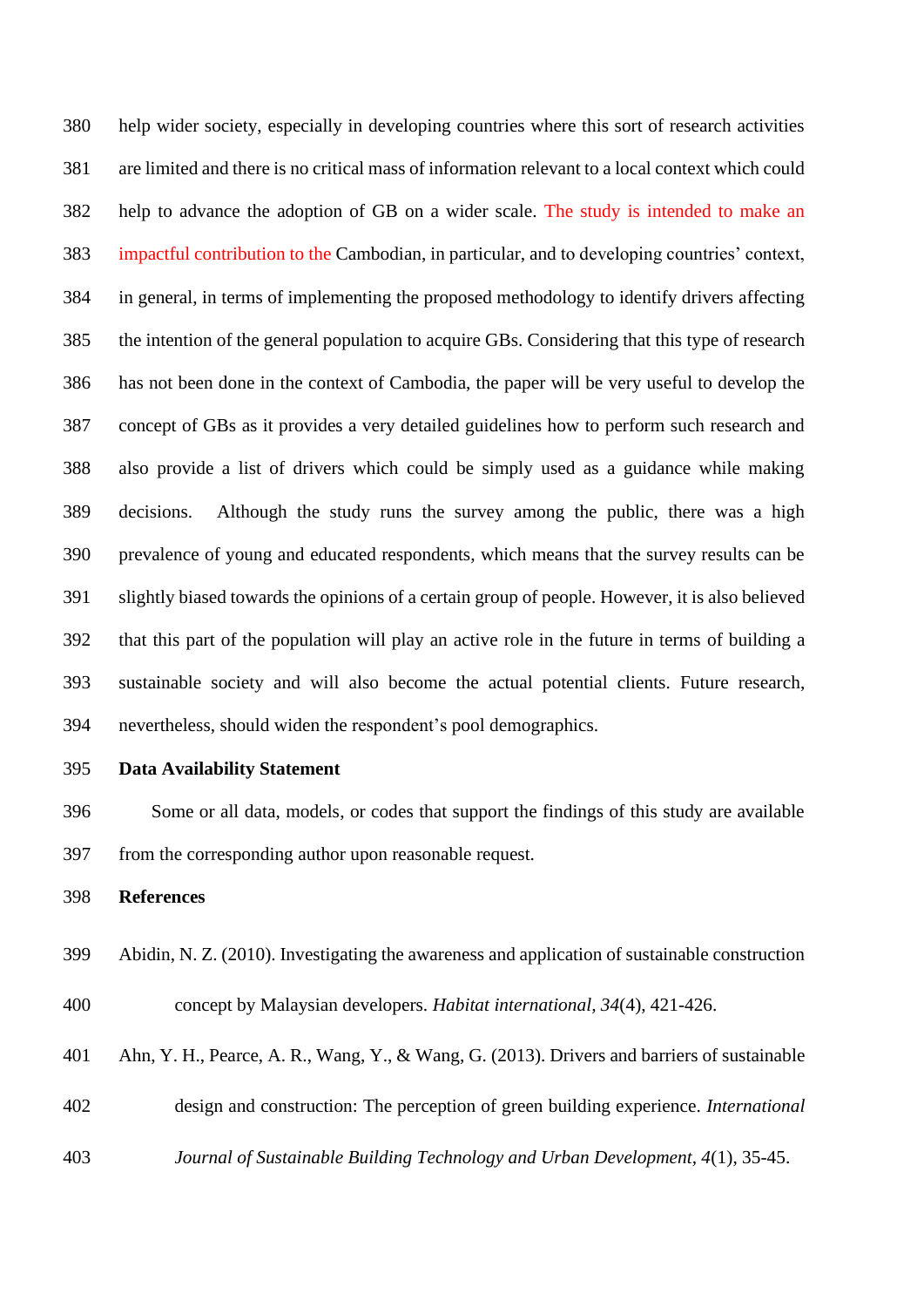help wider society, especially in developing countries where this sort of research activities are limited and there is no critical mass of information relevant to a local context which could help to advance the adoption of GB on a wider scale. The study is intended to make an impactful contribution to the Cambodian, in particular, and to developing countries' context, in general, in terms of implementing the proposed methodology to identify drivers affecting the intention of the general population to acquire GBs. Considering that this type of research has not been done in the context of Cambodia, the paper will be very useful to develop the concept of GBs as it provides a very detailed guidelines how to perform such research and also provide a list of drivers which could be simply used as a guidance while making decisions. Although the study runs the survey among the public, there was a high prevalence of young and educated respondents, which means that the survey results can be slightly biased towards the opinions of a certain group of people. However, it is also believed that this part of the population will play an active role in the future in terms of building a sustainable society and will also become the actual potential clients. Future research, nevertheless, should widen the respondent's pool demographics.

**Data Availability Statement**

Some or all data, models, or codes that support the findings of this study are available from the corresponding author upon reasonable request.

**References**

Abidin, N. Z. (2010). Investigating the awareness and application of sustainable construction concept by Malaysian developers. *Habitat international, 34*(4), 421-426.

Ahn, Y. H., Pearce, A. R., Wang, Y., & Wang, G. (2013). Drivers and barriers of sustainable design and construction: The perception of green building experience. *International Journal of Sustainable Building Technology and Urban Development, 4*(1), 35-45.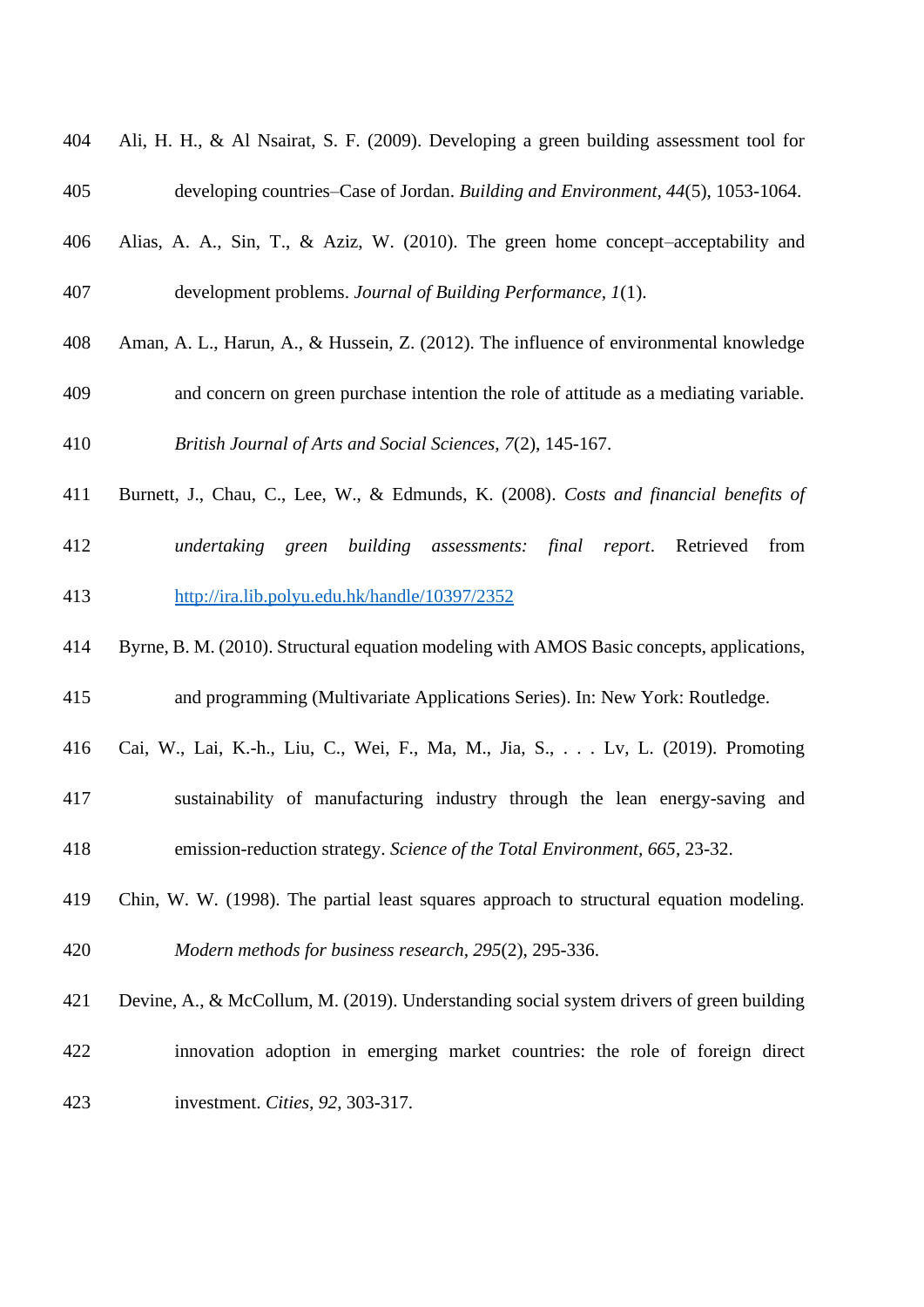Ali, H. H., & Al Nsairat, S. F. (2009). Developing a green building assessment tool for developing countries–Case of Jordan. *Building and Environment, 44*(5), 1053-1064.

Alias, A. A., Sin, T., & Aziz, W. (2010). The green home concept–acceptability and development problems. *Journal of Building Performance, 1*(1).

Aman, A. L., Harun, A., & Hussein, Z. (2012). The influence of environmental knowledge and concern on green purchase intention the role of attitude as a mediating variable. *British Journal of Arts and Social Sciences, 7*(2), 145-167.

Burnett, J., Chau, C., Lee, W., & Edmunds, K. (2008). *Costs and financial benefits of undertaking green building assessments: final report*. Retrieved from http://ira.lib.polyu.edu.hk/handle/10397/2352

Byrne, B. M. (2010). Structural equation modeling with AMOS Basic concepts, applications, and programming (Multivariate Applications Series). In: New York: Routledge.

Cai, W., Lai, K.-h., Liu, C., Wei, F., Ma, M., Jia, S., . . . Lv, L. (2019). Promoting sustainability of manufacturing industry through the lean energy-saving and emission-reduction strategy. *Science of the Total Environment, 665*, 23-32.

Chin, W. W. (1998). The partial least squares approach to structural equation modeling. *Modern methods for business research, 295*(2), 295-336.

Devine, A., & McCollum, M. (2019). Understanding social system drivers of green building innovation adoption in emerging market countries: the role of foreign direct investment. *Cities, 92*, 303-317.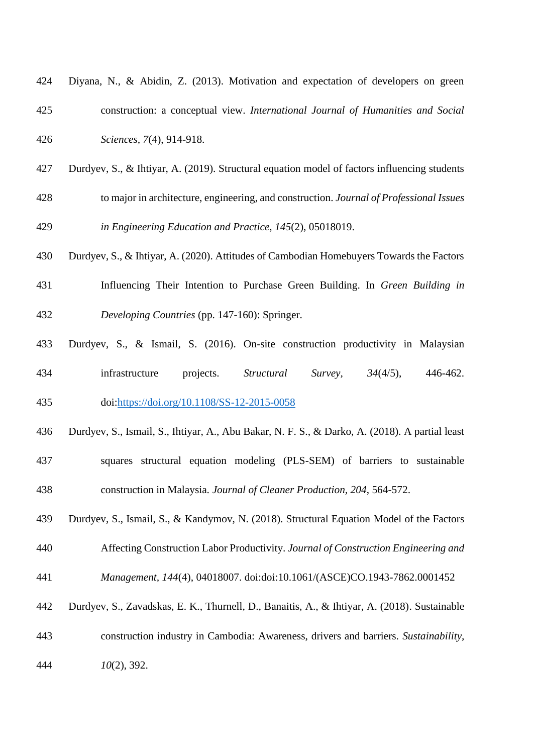Diyana, N., & Abidin, Z. (2013). Motivation and expectation of developers on green construction: a conceptual view. *International Journal of Humanities and Social Sciences, 7*(4), 914-918.

Durdyev, S., & Ihtiyar, A. (2019). Structural equation model of factors influencing students to major in architecture, engineering, and construction. *Journal of Professional Issues in Engineering Education and Practice, 145*(2), 05018019.

Durdyev, S., & Ihtiyar, A. (2020). Attitudes of Cambodian Homebuyers Towards the Factors Influencing Their Intention to Purchase Green Building. In *Green Building in Developing Countries* (pp. 147-160): Springer.

Durdyev, S., & Ismail, S. (2016). On-site construction productivity in Malaysian infrastructure projects. *Structural Survey, 34*(4/5), 446-462. doi:https://doi.org/10.1108/SS-12-2015-0058

Durdyev, S., Ismail, S., Ihtiyar, A., Abu Bakar, N. F. S., & Darko, A. (2018). A partial least squares structural equation modeling (PLS-SEM) of barriers to sustainable construction in Malaysia. *Journal of Cleaner Production, 204*, 564-572.

Durdyev, S., Ismail, S., & Kandymov, N. (2018). Structural Equation Model of the Factors Affecting Construction Labor Productivity. *Journal of Construction Engineering and Management, 144*(4), 04018007. doi:doi:10.1061/(ASCE)CO.1943-7862.0001452

Durdyev, S., Zavadskas, E. K., Thurnell, D., Banaitis, A., & Ihtiyar, A. (2018). Sustainable construction industry in Cambodia: Awareness, drivers and barriers. *Sustainability, 10*(2), 392.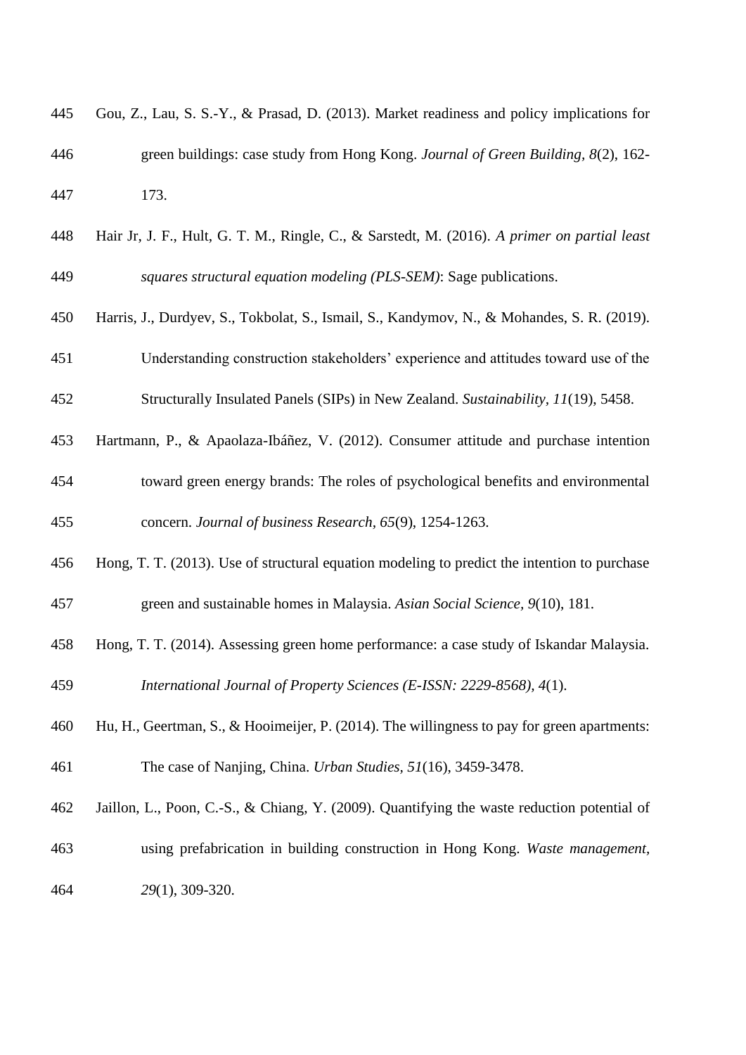Gou, Z., Lau, S. S.-Y., & Prasad, D. (2013). Market readiness and policy implications for green buildings: case study from Hong Kong. *Journal of Green Building, 8*(2), 162-173.

Hair Jr, J. F., Hult, G. T. M., Ringle, C., & Sarstedt, M. (2016). *A primer on partial least squares structural equation modeling (PLS-SEM)*: Sage publications.

Harris, J., Durdyev, S., Tokbolat, S., Ismail, S., Kandymov, N., & Mohandes, S. R. (2019). Understanding construction stakeholders' experience and attitudes toward use of the Structurally Insulated Panels (SIPs) in New Zealand. *Sustainability, 11*(19), 5458.

Hartmann, P., & Apaolaza-Ibáñez, V. (2012). Consumer attitude and purchase intention toward green energy brands: The roles of psychological benefits and environmental concern. *Journal of business Research, 65*(9), 1254-1263.

Hong, T. T. (2013). Use of structural equation modeling to predict the intention to purchase green and sustainable homes in Malaysia. *Asian Social Science, 9*(10), 181.

Hong, T. T. (2014). Assessing green home performance: a case study of Iskandar Malaysia. *International Journal of Property Sciences (E-ISSN: 2229-8568), 4*(1).

Hu, H., Geertman, S., & Hooimeijer, P. (2014). The willingness to pay for green apartments: The case of Nanjing, China. *Urban Studies, 51*(16), 3459-3478.

Jaillon, L., Poon, C.-S., & Chiang, Y. (2009). Quantifying the waste reduction potential of using prefabrication in building construction in Hong Kong. *Waste management, 29*(1), 309-320.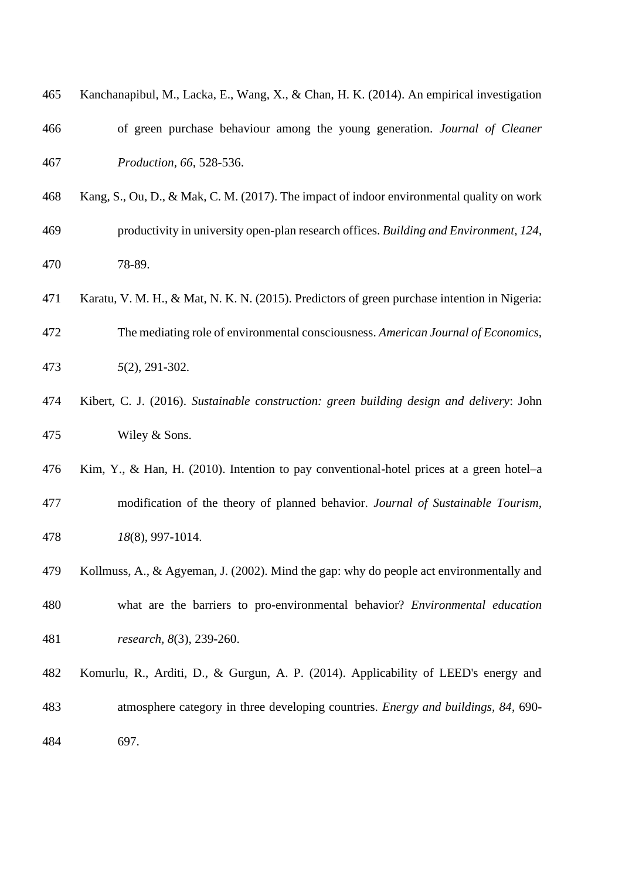Kanchanapibul, M., Lacka, E., Wang, X., & Chan, H. K. (2014). An empirical investigation of green purchase behaviour among the young generation. *Journal of Cleaner Production*, *66*, 528-536.

Kang, S., Ou, D., & Mak, C. M. (2017). The impact of indoor environmental quality on work productivity in university open-plan research offices. *Building and Environment*, *124*, 78-89.

Karatu, V. M. H., & Mat, N. K. N. (2015). Predictors of green purchase intention in Nigeria: The mediating role of environmental consciousness. *American Journal of Economics*, *5*(2), 291-302.

Kibert, C. J. (2016). *Sustainable construction: green building design and delivery*: John Wiley & Sons.

Kim, Y., & Han, H. (2010). Intention to pay conventional-hotel prices at a green hotel–a modification of the theory of planned behavior. *Journal of Sustainable Tourism*, *18*(8), 997-1014.

Kollmuss, A., & Agyeman, J. (2002). Mind the gap: why do people act environmentally and what are the barriers to pro-environmental behavior? *Environmental education research*, *8*(3), 239-260.

Komurlu, R., Arditi, D., & Gurgun, A. P. (2014). Applicability of LEED's energy and atmosphere category in three developing countries. *Energy and buildings*, *84*, 690-697.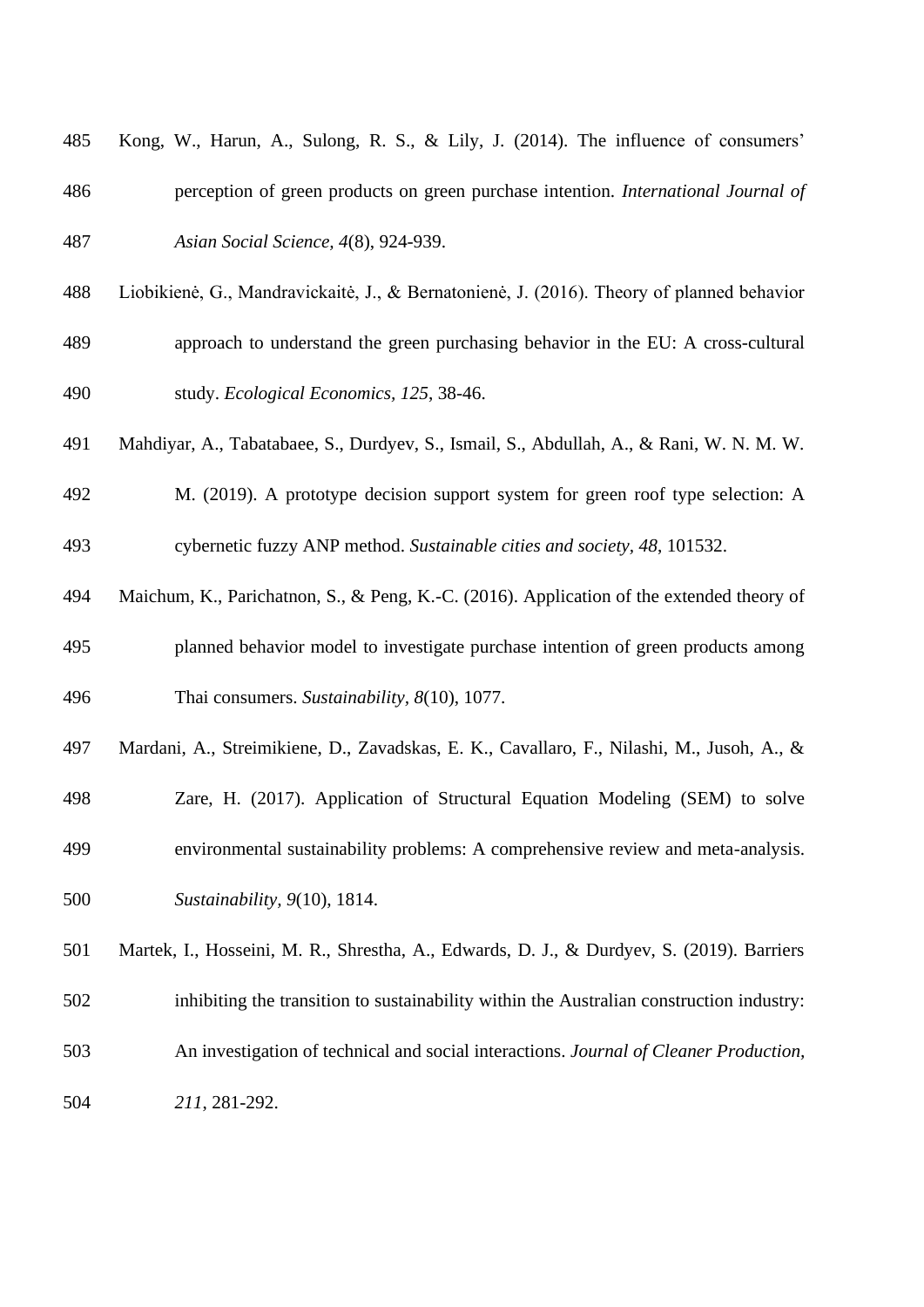Kong, W., Harun, A., Sulong, R. S., & Lily, J. (2014). The influence of consumers' perception of green products on green purchase intention. *International Journal of Asian Social Science, 4*(8), 924-939.

Liobikienė, G., Mandravickaitė, J., & Bernatonienė, J. (2016). Theory of planned behavior approach to understand the green purchasing behavior in the EU: A cross-cultural study. *Ecological Economics, 125*, 38-46.

Mahdiyar, A., Tabatabaee, S., Durdyev, S., Ismail, S., Abdullah, A., & Rani, W. N. M. W. M. (2019). A prototype decision support system for green roof type selection: A cybernetic fuzzy ANP method. *Sustainable cities and society, 48*, 101532.

Maichum, K., Parichatnon, S., & Peng, K.-C. (2016). Application of the extended theory of planned behavior model to investigate purchase intention of green products among Thai consumers. *Sustainability, 8*(10), 1077.

Mardani, A., Streimikiene, D., Zavadskas, E. K., Cavallaro, F., Nilashi, M., Jusoh, A., & Zare, H. (2017). Application of Structural Equation Modeling (SEM) to solve environmental sustainability problems: A comprehensive review and meta-analysis. *Sustainability, 9*(10), 1814.

Martek, I., Hosseini, M. R., Shrestha, A., Edwards, D. J., & Durdyev, S. (2019). Barriers inhibiting the transition to sustainability within the Australian construction industry: An investigation of technical and social interactions. *Journal of Cleaner Production, 211*, 281-292.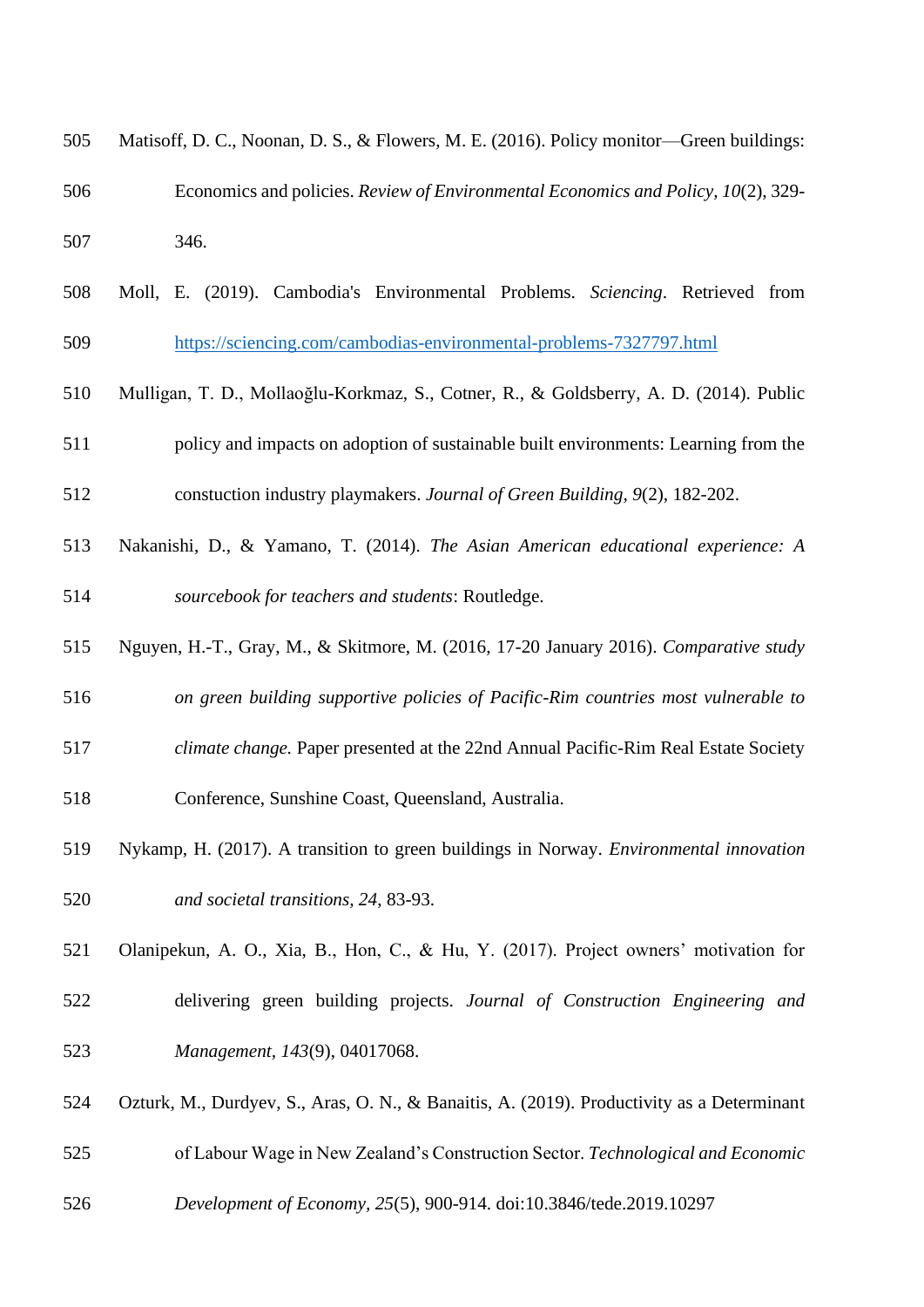Matisoff, D. C., Noonan, D. S., & Flowers, M. E. (2016). Policy monitor—Green buildings: Economics and policies. *Review of Environmental Economics and Policy, 10*(2), 329-346.

Moll, E. (2019). Cambodia's Environmental Problems. *Sciencing*. Retrieved from https://sciencing.com/cambodias-environmental-problems-7327797.html

Mulligan, T. D., Mollaoğlu-Korkmaz, S., Cotner, R., & Goldsberry, A. D. (2014). Public policy and impacts on adoption of sustainable built environments: Learning from the constuction industry playmakers. *Journal of Green Building, 9*(2), 182-202.

Nakanishi, D., & Yamano, T. (2014). *The Asian American educational experience: A sourcebook for teachers and students*: Routledge.

Nguyen, H.-T., Gray, M., & Skitmore, M. (2016, 17-20 January 2016). *Comparative study on green building supportive policies of Pacific-Rim countries most vulnerable to climate change.* Paper presented at the 22nd Annual Pacific-Rim Real Estate Society Conference, Sunshine Coast, Queensland, Australia.

Nykamp, H. (2017). A transition to green buildings in Norway. *Environmental innovation and societal transitions, 24*, 83-93.

Olanipekun, A. O., Xia, B., Hon, C., & Hu, Y. (2017). Project owners' motivation for delivering green building projects. *Journal of Construction Engineering and Management, 143*(9), 04017068.

Ozturk, M., Durdyev, S., Aras, O. N., & Banaitis, A. (2019). Productivity as a Determinant of Labour Wage in New Zealand's Construction Sector. *Technological and Economic Development of Economy, 25*(5), 900-914. doi:10.3846/tede.2019.10297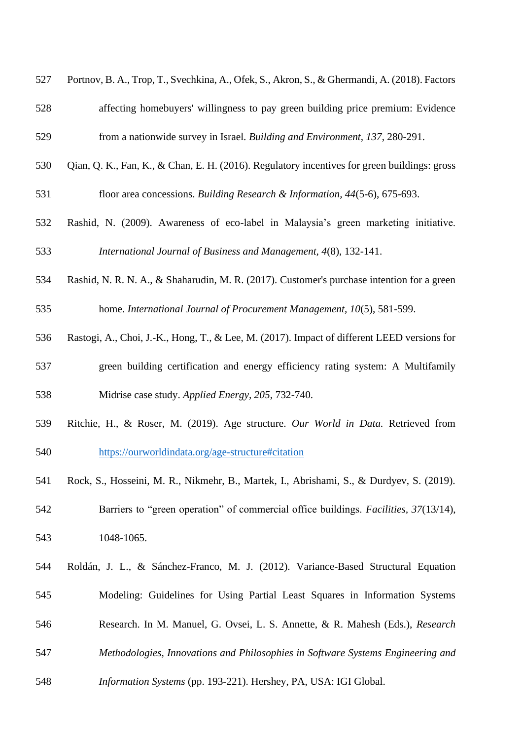Portnov, B. A., Trop, T., Svechkina, A., Ofek, S., Akron, S., & Ghermandi, A. (2018). Factors affecting homebuyers' willingness to pay green building price premium: Evidence from a nationwide survey in Israel. *Building and Environment, 137*, 280-291.

Qian, Q. K., Fan, K., & Chan, E. H. (2016). Regulatory incentives for green buildings: gross floor area concessions. *Building Research & Information, 44*(5-6), 675-693.

Rashid, N. (2009). Awareness of eco-label in Malaysia's green marketing initiative. *International Journal of Business and Management, 4*(8), 132-141.

Rashid, N. R. N. A., & Shaharudin, M. R. (2017). Customer's purchase intention for a green home. *International Journal of Procurement Management, 10*(5), 581-599.

Rastogi, A., Choi, J.-K., Hong, T., & Lee, M. (2017). Impact of different LEED versions for green building certification and energy efficiency rating system: A Multifamily Midrise case study. *Applied Energy, 205*, 732-740.

Ritchie, H., & Roser, M. (2019). Age structure. *Our World in Data.* Retrieved from https://ourworldindata.org/age-structure#citation

Rock, S., Hosseini, M. R., Nikmehr, B., Martek, I., Abrishami, S., & Durdyev, S. (2019). Barriers to "green operation" of commercial office buildings. *Facilities, 37*(13/14), 1048-1065.

Roldán, J. L., & Sánchez-Franco, M. J. (2012). Variance-Based Structural Equation Modeling: Guidelines for Using Partial Least Squares in Information Systems Research. In M. Manuel, G. Ovsei, L. S. Annette, & R. Mahesh (Eds.), *Research Methodologies, Innovations and Philosophies in Software Systems Engineering and Information Systems* (pp. 193-221). Hershey, PA, USA: IGI Global.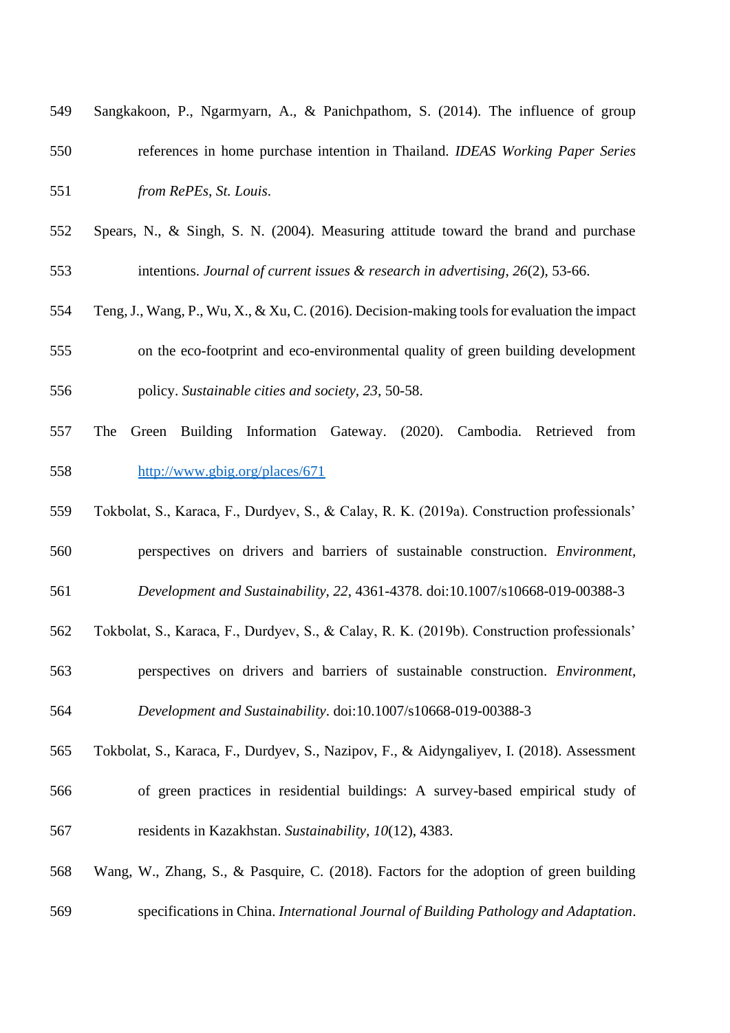Sangkakoon, P., Ngarmyarn, A., & Panichpathom, S. (2014). The influence of group references in home purchase intention in Thailand. *IDEAS Working Paper Series from RePEs, St. Louis*.

Spears, N., & Singh, S. N. (2004). Measuring attitude toward the brand and purchase intentions. *Journal of current issues & research in advertising, 26*(2), 53-66.

Teng, J., Wang, P., Wu, X., & Xu, C. (2016). Decision-making tools for evaluation the impact on the eco-footprint and eco-environmental quality of green building development policy. *Sustainable cities and society, 23*, 50-58.

The Green Building Information Gateway. (2020). Cambodia. Retrieved from [http://www.gbig.org/places/671](http://www.gbig.org/places/671)

Tokbolat, S., Karaca, F., Durdyev, S., & Calay, R. K. (2019a). Construction professionals' perspectives on drivers and barriers of sustainable construction. *Environment, Development and Sustainability, 22*, 4361-4378. doi:10.1007/s10668-019-00388-3

Tokbolat, S., Karaca, F., Durdyev, S., & Calay, R. K. (2019b). Construction professionals' perspectives on drivers and barriers of sustainable construction. *Environment, Development and Sustainability*. doi:10.1007/s10668-019-00388-3

Tokbolat, S., Karaca, F., Durdyev, S., Nazipov, F., & Aidyngaliyev, I. (2018). Assessment of green practices in residential buildings: A survey-based empirical study of residents in Kazakhstan. *Sustainability, 10*(12), 4383.

Wang, W., Zhang, S., & Pasquire, C. (2018). Factors for the adoption of green building specifications in China. *International Journal of Building Pathology and Adaptation*.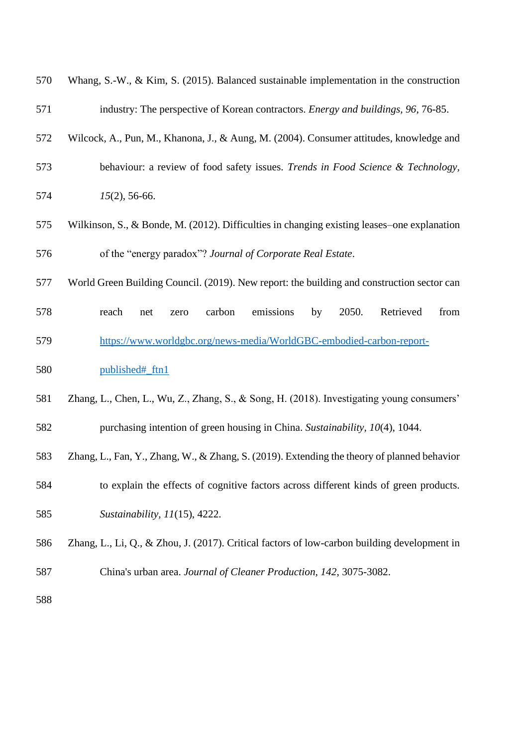Whang, S.-W., & Kim, S. (2015). Balanced sustainable implementation in the construction industry: The perspective of Korean contractors. *Energy and buildings, 96*, 76-85.

Wilcock, A., Pun, M., Khanona, J., & Aung, M. (2004). Consumer attitudes, knowledge and behaviour: a review of food safety issues. *Trends in Food Science & Technology, 15*(2), 56-66.

Wilkinson, S., & Bonde, M. (2012). Difficulties in changing existing leases–one explanation of the "energy paradox"? *Journal of Corporate Real Estate*.

World Green Building Council. (2019). New report: the building and construction sector can reach net zero carbon emissions by 2050. Retrieved from https://www.worldgbc.org/news-media/WorldGBC-embodied-carbon-report-published#_ftn1

Zhang, L., Chen, L., Wu, Z., Zhang, S., & Song, H. (2018). Investigating young consumers' purchasing intention of green housing in China. *Sustainability, 10*(4), 1044.

Zhang, L., Fan, Y., Zhang, W., & Zhang, S. (2019). Extending the theory of planned behavior to explain the effects of cognitive factors across different kinds of green products. *Sustainability, 11*(15), 4222.

Zhang, L., Li, Q., & Zhou, J. (2017). Critical factors of low-carbon building development in China's urban area. *Journal of Cleaner Production, 142*, 3075-3082.